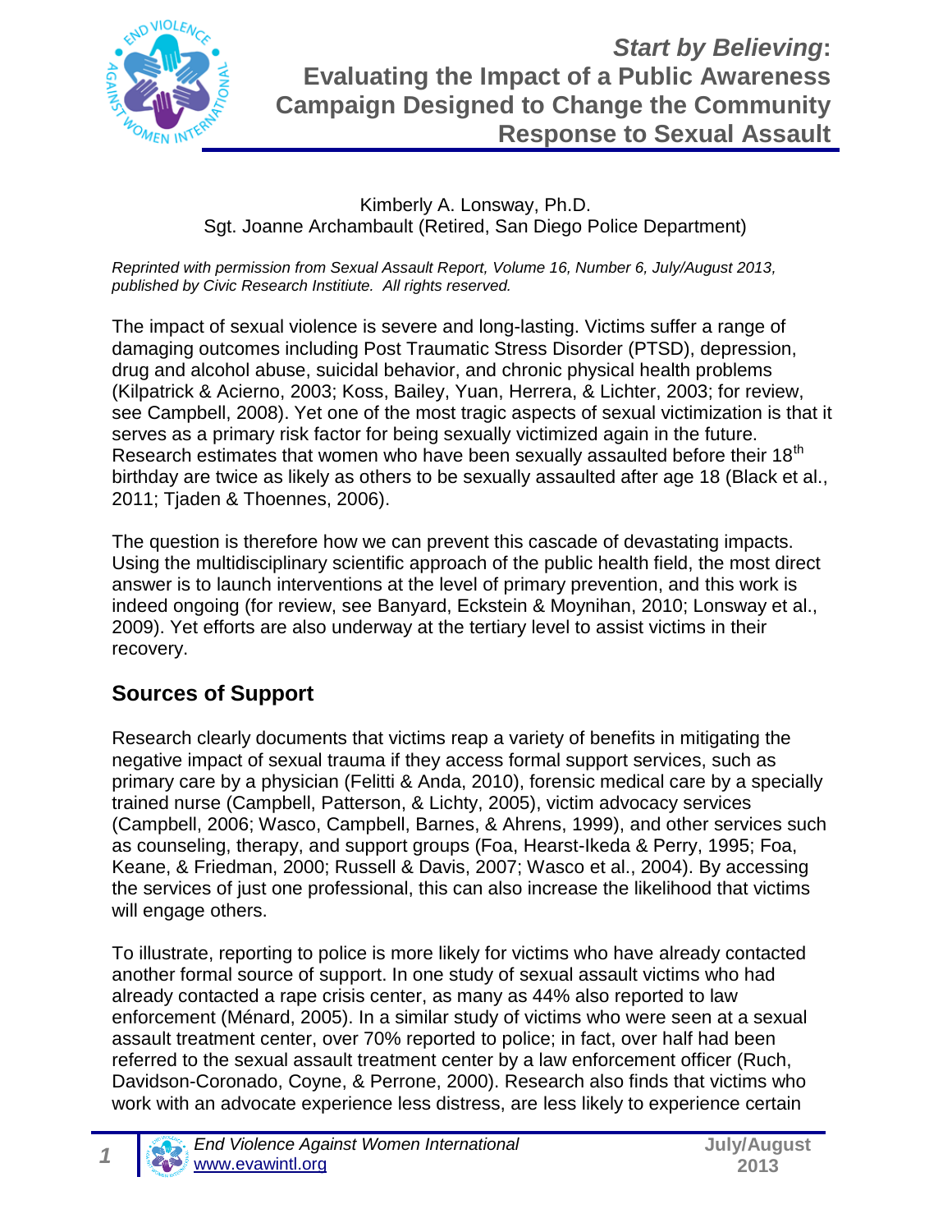# *Start by Believing*: Evaluating the Impact of a Public Awareness Campaign Designed to Change the Community Response to Sexual Assault

Kimberly A. Lonsway, Ph.D.
Sgt. Joanne Archambault (Retired, San Diego Police Department)

*Reprinted with permission from Sexual Assault Report, Volume 16, Number 6, July/August 2013, published by Civic Research Instituite. All rights reserved.*

The impact of sexual violence is severe and long-lasting. Victims suffer a range of damaging outcomes including Post Traumatic Stress Disorder (PTSD), depression, drug and alcohol abuse, suicidal behavior, and chronic physical health problems (Kilpatrick & Acierno, 2003; Koss, Bailey, Yuan, Herrera, & Lichter, 2003; for review, see Campbell, 2008). Yet one of the most tragic aspects of sexual victimization is that it serves as a primary risk factor for being sexually victimized again in the future. Research estimates that women who have been sexually assaulted before their 18th birthday are twice as likely as others to be sexually assaulted after age 18 (Black et al., 2011; Tjaden & Thoennes, 2006).

The question is therefore how we can prevent this cascade of devastating impacts. Using the multidisciplinary scientific approach of the public health field, the most direct answer is to launch interventions at the level of primary prevention, and this work is indeed ongoing (for review, see Banyard, Eckstein & Moynihan, 2010; Lonsway et al., 2009). Yet efforts are also underway at the tertiary level to assist victims in their recovery.

## Sources of Support

Research clearly documents that victims reap a variety of benefits in mitigating the negative impact of sexual trauma if they access formal support services, such as primary care by a physician (Felitti & Anda, 2010), forensic medical care by a specially trained nurse (Campbell, Patterson, & Lichty, 2005), victim advocacy services (Campbell, 2006; Wasco, Campbell, Barnes, & Ahrens, 1999), and other services such as counseling, therapy, and support groups (Foa, Hearst-Ikeda & Perry, 1995; Foa, Keane, & Friedman, 2000; Russell & Davis, 2007; Wasco et al., 2004). By accessing the services of just one professional, this can also increase the likelihood that victims will engage others.

To illustrate, reporting to police is more likely for victims who have already contacted another formal source of support. In one study of sexual assault victims who had already contacted a rape crisis center, as many as 44% also reported to law enforcement (Ménard, 2005). In a similar study of victims who were seen at a sexual assault treatment center, over 70% reported to police; in fact, over half had been referred to the sexual assault treatment center by a law enforcement officer (Ruch, Davidson-Coronado, Coyne, & Perrone, 2000). Research also finds that victims who work with an advocate experience less distress, are less likely to experience certain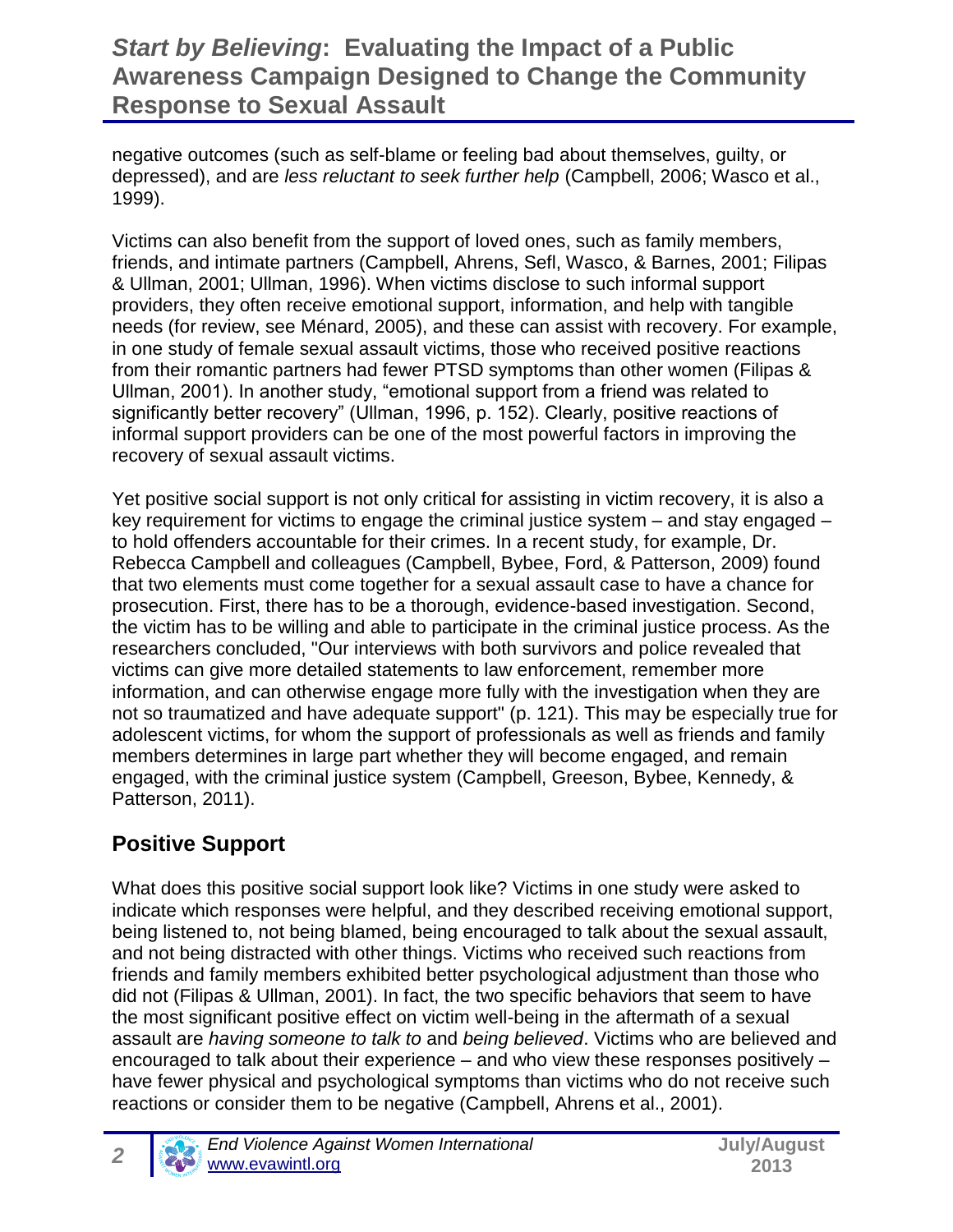negative outcomes (such as self-blame or feeling bad about themselves, guilty, or depressed), and are *less reluctant to seek further help* (Campbell, 2006; Wasco et al., 1999).

Victims can also benefit from the support of loved ones, such as family members, friends, and intimate partners (Campbell, Ahrens, Sefl, Wasco, & Barnes, 2001; Filipas & Ullman, 2001; Ullman, 1996). When victims disclose to such informal support providers, they often receive emotional support, information, and help with tangible needs (for review, see Ménard, 2005), and these can assist with recovery. For example, in one study of female sexual assault victims, those who received positive reactions from their romantic partners had fewer PTSD symptoms than other women (Filipas & Ullman, 2001). In another study, "emotional support from a friend was related to significantly better recovery" (Ullman, 1996, p. 152). Clearly, positive reactions of informal support providers can be one of the most powerful factors in improving the recovery of sexual assault victims.

Yet positive social support is not only critical for assisting in victim recovery, it is also a key requirement for victims to engage the criminal justice system – and stay engaged – to hold offenders accountable for their crimes. In a recent study, for example, Dr. Rebecca Campbell and colleagues (Campbell, Bybee, Ford, & Patterson, 2009) found that two elements must come together for a sexual assault case to have a chance for prosecution. First, there has to be a thorough, evidence-based investigation. Second, the victim has to be willing and able to participate in the criminal justice process. As the researchers concluded, "Our interviews with both survivors and police revealed that victims can give more detailed statements to law enforcement, remember more information, and can otherwise engage more fully with the investigation when they are not so traumatized and have adequate support" (p. 121). This may be especially true for adolescent victims, for whom the support of professionals as well as friends and family members determines in large part whether they will become engaged, and remain engaged, with the criminal justice system (Campbell, Greeson, Bybee, Kennedy, & Patterson, 2011).

## Positive Support

What does this positive social support look like? Victims in one study were asked to indicate which responses were helpful, and they described receiving emotional support, being listened to, not being blamed, being encouraged to talk about the sexual assault, and not being distracted with other things. Victims who received such reactions from friends and family members exhibited better psychological adjustment than those who did not (Filipas & Ullman, 2001). In fact, the two specific behaviors that seem to have the most significant positive effect on victim well-being in the aftermath of a sexual assault are *having someone to talk to* and *being believed*. Victims who are believed and encouraged to talk about their experience – and who view these responses positively – have fewer physical and psychological symptoms than victims who do not receive such reactions or consider them to be negative (Campbell, Ahrens et al., 2001).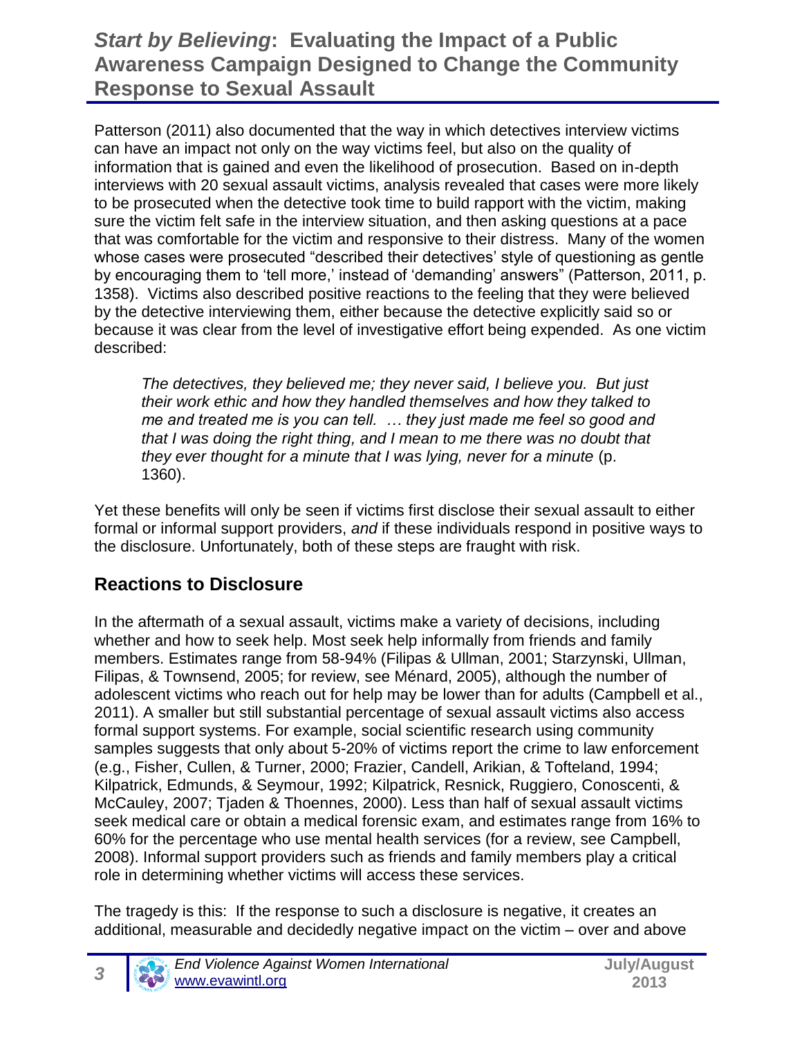Patterson (2011) also documented that the way in which detectives interview victims can have an impact not only on the way victims feel, but also on the quality of information that is gained and even the likelihood of prosecution. Based on in-depth interviews with 20 sexual assault victims, analysis revealed that cases were more likely to be prosecuted when the detective took time to build rapport with the victim, making sure the victim felt safe in the interview situation, and then asking questions at a pace that was comfortable for the victim and responsive to their distress. Many of the women whose cases were prosecuted "described their detectives' style of questioning as gentle by encouraging them to 'tell more,' instead of 'demanding' answers" (Patterson, 2011, p. 1358). Victims also described positive reactions to the feeling that they were believed by the detective interviewing them, either because the detective explicitly said so or because it was clear from the level of investigative effort being expended. As one victim described:

> *The detectives, they believed me; they never said, I believe you. But just their work ethic and how they handled themselves and how they talked to me and treated me is you can tell. … they just made me feel so good and that I was doing the right thing, and I mean to me there was no doubt that they ever thought for a minute that I was lying, never for a minute* (p. 1360).

Yet these benefits will only be seen if victims first disclose their sexual assault to either formal or informal support providers, *and* if these individuals respond in positive ways to the disclosure. Unfortunately, both of these steps are fraught with risk.

## Reactions to Disclosure

In the aftermath of a sexual assault, victims make a variety of decisions, including whether and how to seek help. Most seek help informally from friends and family members. Estimates range from 58-94% (Filipas & Ullman, 2001; Starzynski, Ullman, Filipas, & Townsend, 2005; for review, see Ménard, 2005), although the number of adolescent victims who reach out for help may be lower than for adults (Campbell et al., 2011). A smaller but still substantial percentage of sexual assault victims also access formal support systems. For example, social scientific research using community samples suggests that only about 5-20% of victims report the crime to law enforcement (e.g., Fisher, Cullen, & Turner, 2000; Frazier, Candell, Arikian, & Tofteland, 1994; Kilpatrick, Edmunds, & Seymour, 1992; Kilpatrick, Resnick, Ruggiero, Conoscenti, & McCauley, 2007; Tjaden & Thoennes, 2000). Less than half of sexual assault victims seek medical care or obtain a medical forensic exam, and estimates range from 16% to 60% for the percentage who use mental health services (for a review, see Campbell, 2008). Informal support providers such as friends and family members play a critical role in determining whether victims will access these services.

The tragedy is this: If the response to such a disclosure is negative, it creates an additional, measurable and decidedly negative impact on the victim – over and above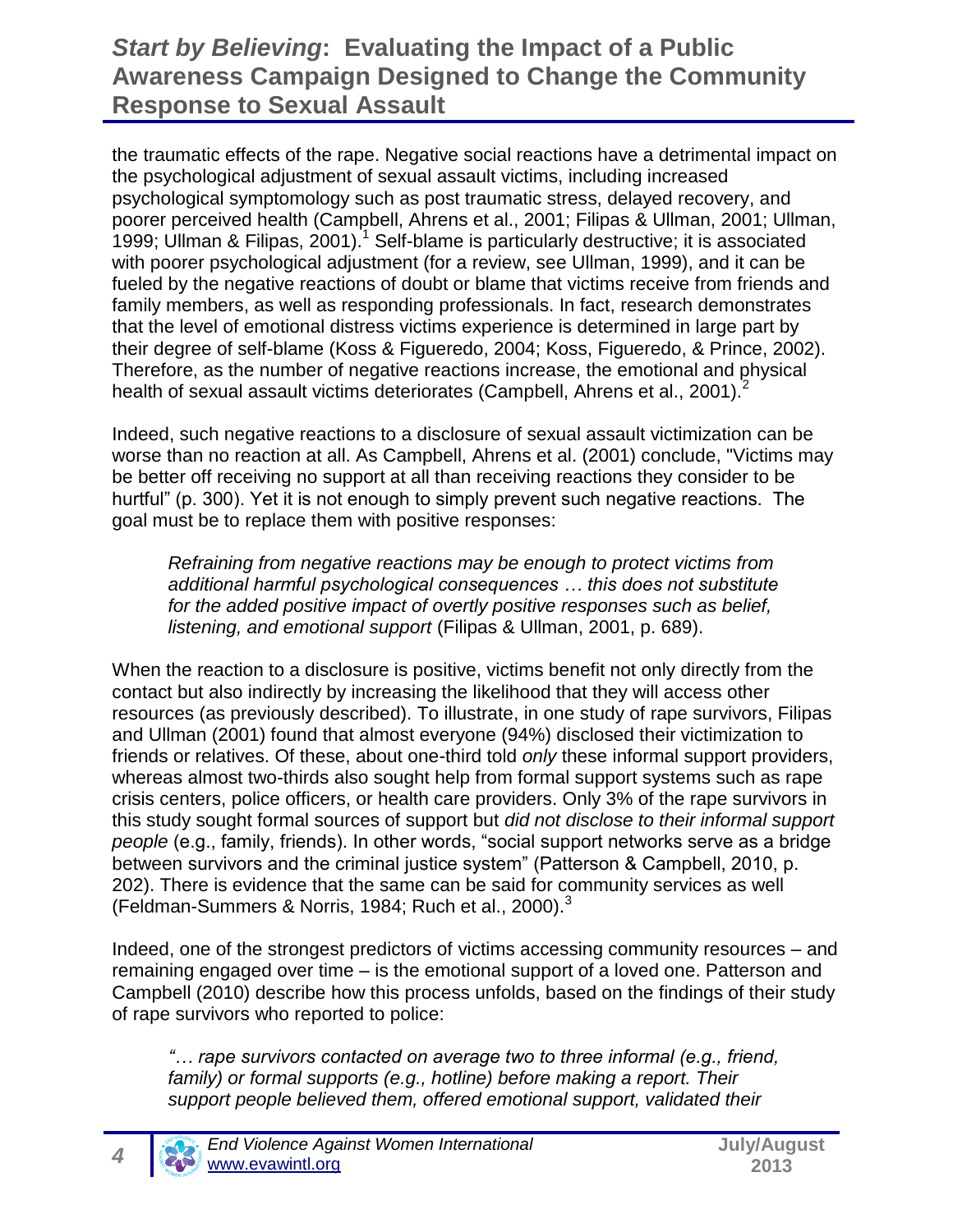the traumatic effects of the rape. Negative social reactions have a detrimental impact on the psychological adjustment of sexual assault victims, including increased psychological symptomology such as post traumatic stress, delayed recovery, and poorer perceived health (Campbell, Ahrens et al., 2001; Filipas & Ullman, 2001; Ullman, 1999; Ullman & Filipas, 2001).[1] Self-blame is particularly destructive; it is associated with poorer psychological adjustment (for a review, see Ullman, 1999), and it can be fueled by the negative reactions of doubt or blame that victims receive from friends and family members, as well as responding professionals. In fact, research demonstrates that the level of emotional distress victims experience is determined in large part by their degree of self-blame (Koss & Figueredo, 2004; Koss, Figueredo, & Prince, 2002). Therefore, as the number of negative reactions increase, the emotional and physical health of sexual assault victims deteriorates (Campbell, Ahrens et al., 2001).[2]

Indeed, such negative reactions to a disclosure of sexual assault victimization can be worse than no reaction at all. As Campbell, Ahrens et al. (2001) conclude, "Victims may be better off receiving no support at all than receiving reactions they consider to be hurtful" (p. 300). Yet it is not enough to simply prevent such negative reactions. The goal must be to replace them with positive responses:

> *Refraining from negative reactions may be enough to protect victims from additional harmful psychological consequences … this does not substitute for the added positive impact of overtly positive responses such as belief, listening, and emotional support* (Filipas & Ullman, 2001, p. 689).

When the reaction to a disclosure is positive, victims benefit not only directly from the contact but also indirectly by increasing the likelihood that they will access other resources (as previously described). To illustrate, in one study of rape survivors, Filipas and Ullman (2001) found that almost everyone (94%) disclosed their victimization to friends or relatives. Of these, about one-third told *only* these informal support providers, whereas almost two-thirds also sought help from formal support systems such as rape crisis centers, police officers, or health care providers. Only 3% of the rape survivors in this study sought formal sources of support but *did not disclose to their informal support people* (e.g., family, friends). In other words, "social support networks serve as a bridge between survivors and the criminal justice system" (Patterson & Campbell, 2010, p. 202). There is evidence that the same can be said for community services as well (Feldman-Summers & Norris, 1984; Ruch et al., 2000).[3]

Indeed, one of the strongest predictors of victims accessing community resources – and remaining engaged over time – is the emotional support of a loved one. Patterson and Campbell (2010) describe how this process unfolds, based on the findings of their study of rape survivors who reported to police:

> *"… rape survivors contacted on average two to three informal (e.g., friend, family) or formal supports (e.g., hotline) before making a report. Their support people believed them, offered emotional support, validated their*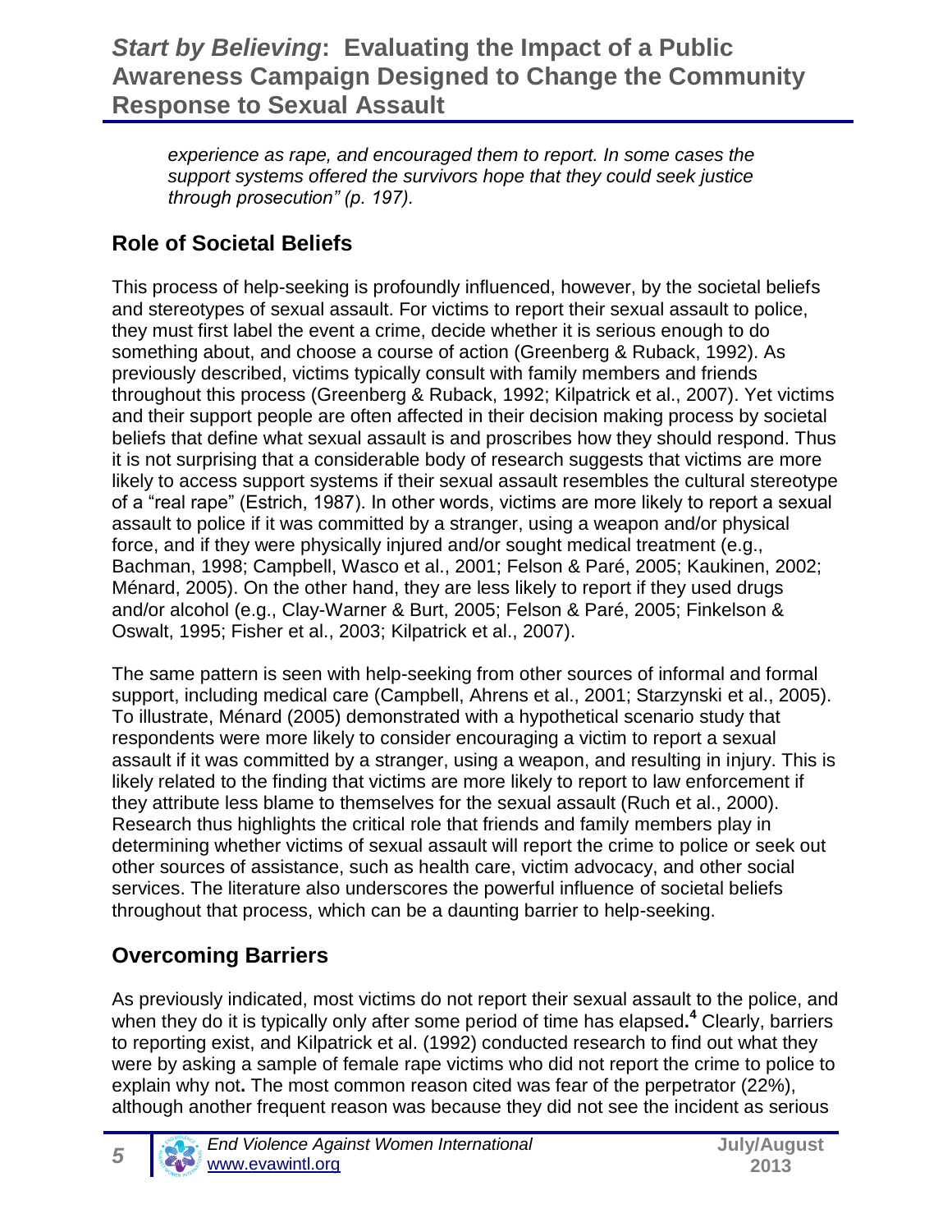*experience as rape, and encouraged them to report. In some cases the support systems offered the survivors hope that they could seek justice through prosecution" (p. 197).*

## Role of Societal Beliefs

This process of help-seeking is profoundly influenced, however, by the societal beliefs and stereotypes of sexual assault. For victims to report their sexual assault to police, they must first label the event a crime, decide whether it is serious enough to do something about, and choose a course of action (Greenberg & Ruback, 1992). As previously described, victims typically consult with family members and friends throughout this process (Greenberg & Ruback, 1992; Kilpatrick et al., 2007). Yet victims and their support people are often affected in their decision making process by societal beliefs that define what sexual assault is and proscribes how they should respond. Thus it is not surprising that a considerable body of research suggests that victims are more likely to access support systems if their sexual assault resembles the cultural stereotype of a "real rape" (Estrich, 1987). In other words, victims are more likely to report a sexual assault to police if it was committed by a stranger, using a weapon and/or physical force, and if they were physically injured and/or sought medical treatment (e.g., Bachman, 1998; Campbell, Wasco et al., 2001; Felson & Paré, 2005; Kaukinen, 2002; Ménard, 2005). On the other hand, they are less likely to report if they used drugs and/or alcohol (e.g., Clay-Warner & Burt, 2005; Felson & Paré, 2005; Finkelson & Oswalt, 1995; Fisher et al., 2003; Kilpatrick et al., 2007).

The same pattern is seen with help-seeking from other sources of informal and formal support, including medical care (Campbell, Ahrens et al., 2001; Starzynski et al., 2005). To illustrate, Ménard (2005) demonstrated with a hypothetical scenario study that respondents were more likely to consider encouraging a victim to report a sexual assault if it was committed by a stranger, using a weapon, and resulting in injury. This is likely related to the finding that victims are more likely to report to law enforcement if they attribute less blame to themselves for the sexual assault (Ruch et al., 2000). Research thus highlights the critical role that friends and family members play in determining whether victims of sexual assault will report the crime to police or seek out other sources of assistance, such as health care, victim advocacy, and other social services. The literature also underscores the powerful influence of societal beliefs throughout that process, which can be a daunting barrier to help-seeking.

## Overcoming Barriers

As previously indicated, most victims do not report their sexual assault to the police, and when they do it is typically only after some period of time has elapsed.[4] Clearly, barriers to reporting exist, and Kilpatrick et al. (1992) conducted research to find out what they were by asking a sample of female rape victims who did not report the crime to police to explain why not. The most common reason cited was fear of the perpetrator (22%), although another frequent reason was because they did not see the incident as serious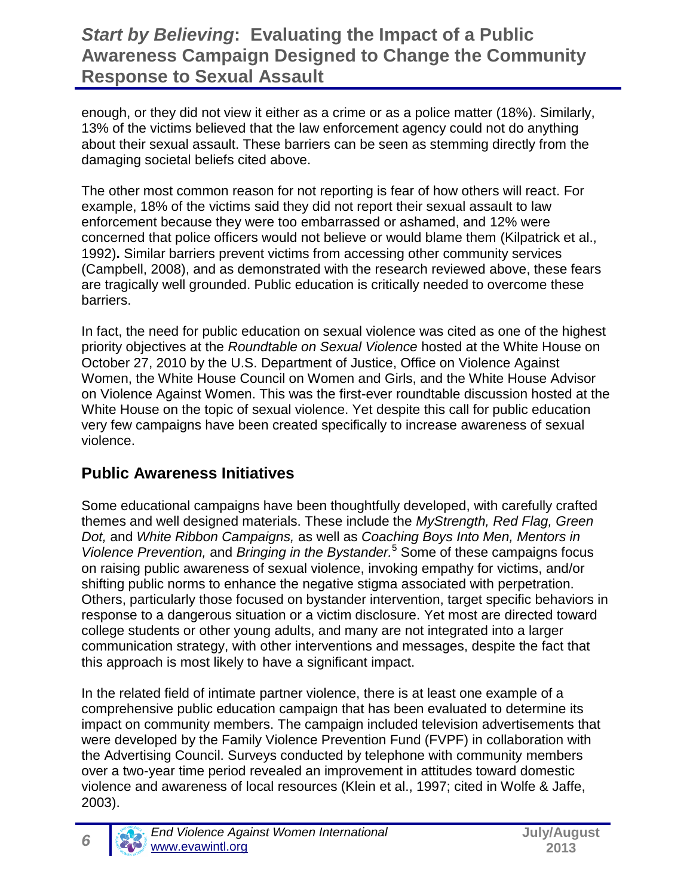enough, or they did not view it either as a crime or as a police matter (18%). Similarly, 13% of the victims believed that the law enforcement agency could not do anything about their sexual assault. These barriers can be seen as stemming directly from the damaging societal beliefs cited above.

The other most common reason for not reporting is fear of how others will react. For example, 18% of the victims said they did not report their sexual assault to law enforcement because they were too embarrassed or ashamed, and 12% were concerned that police officers would not believe or would blame them (Kilpatrick et al., 1992). Similar barriers prevent victims from accessing other community services (Campbell, 2008), and as demonstrated with the research reviewed above, these fears are tragically well grounded. Public education is critically needed to overcome these barriers.

In fact, the need for public education on sexual violence was cited as one of the highest priority objectives at the *Roundtable on Sexual Violence* hosted at the White House on October 27, 2010 by the U.S. Department of Justice, Office on Violence Against Women, the White House Council on Women and Girls, and the White House Advisor on Violence Against Women. This was the first-ever roundtable discussion hosted at the White House on the topic of sexual violence. Yet despite this call for public education very few campaigns have been created specifically to increase awareness of sexual violence.

## Public Awareness Initiatives

Some educational campaigns have been thoughtfully developed, with carefully crafted themes and well designed materials. These include the *MyStrength, Red Flag, Green Dot,* and *White Ribbon Campaigns,* as well as *Coaching Boys Into Men, Mentors in Violence Prevention,* and *Bringing in the Bystander.*[5] Some of these campaigns focus on raising public awareness of sexual violence, invoking empathy for victims, and/or shifting public norms to enhance the negative stigma associated with perpetration. Others, particularly those focused on bystander intervention, target specific behaviors in response to a dangerous situation or a victim disclosure. Yet most are directed toward college students or other young adults, and many are not integrated into a larger communication strategy, with other interventions and messages, despite the fact that this approach is most likely to have a significant impact.

In the related field of intimate partner violence, there is at least one example of a comprehensive public education campaign that has been evaluated to determine its impact on community members. The campaign included television advertisements that were developed by the Family Violence Prevention Fund (FVPF) in collaboration with the Advertising Council. Surveys conducted by telephone with community members over a two-year time period revealed an improvement in attitudes toward domestic violence and awareness of local resources (Klein et al., 1997; cited in Wolfe & Jaffe, 2003).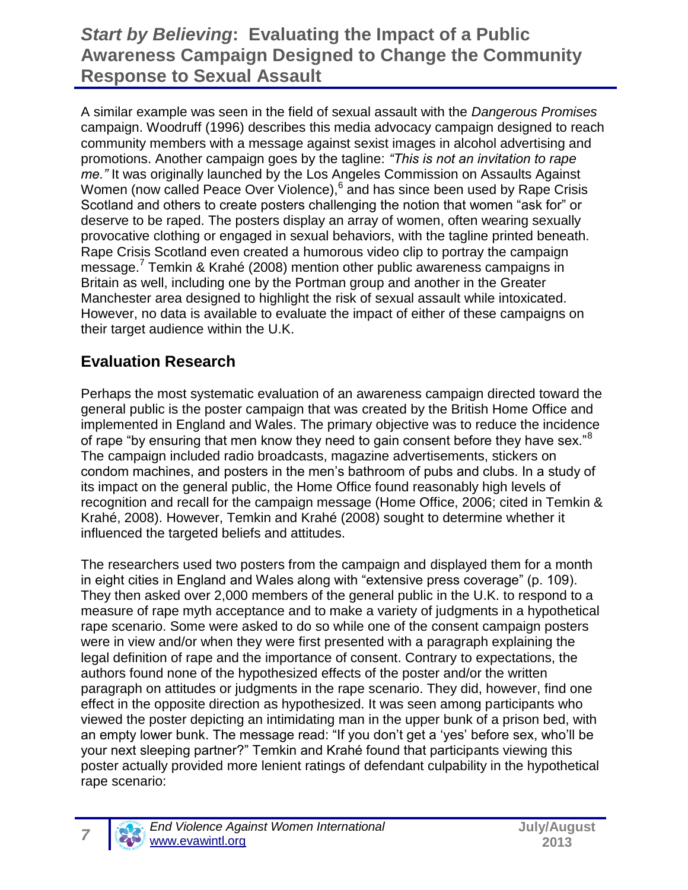A similar example was seen in the field of sexual assault with the *Dangerous Promises* campaign. Woodruff (1996) describes this media advocacy campaign designed to reach community members with a message against sexist images in alcohol advertising and promotions. Another campaign goes by the tagline: *"This is not an invitation to rape me."* It was originally launched by the Los Angeles Commission on Assaults Against Women (now called Peace Over Violence),[6] and has since been used by Rape Crisis Scotland and others to create posters challenging the notion that women "ask for" or deserve to be raped. The posters display an array of women, often wearing sexually provocative clothing or engaged in sexual behaviors, with the tagline printed beneath. Rape Crisis Scotland even created a humorous video clip to portray the campaign message.[7] Temkin & Krahé (2008) mention other public awareness campaigns in Britain as well, including one by the Portman group and another in the Greater Manchester area designed to highlight the risk of sexual assault while intoxicated. However, no data is available to evaluate the impact of either of these campaigns on their target audience within the U.K.

## Evaluation Research

Perhaps the most systematic evaluation of an awareness campaign directed toward the general public is the poster campaign that was created by the British Home Office and implemented in England and Wales. The primary objective was to reduce the incidence of rape "by ensuring that men know they need to gain consent before they have sex."[8] The campaign included radio broadcasts, magazine advertisements, stickers on condom machines, and posters in the men's bathroom of pubs and clubs. In a study of its impact on the general public, the Home Office found reasonably high levels of recognition and recall for the campaign message (Home Office, 2006; cited in Temkin & Krahé, 2008). However, Temkin and Krahé (2008) sought to determine whether it influenced the targeted beliefs and attitudes.

The researchers used two posters from the campaign and displayed them for a month in eight cities in England and Wales along with "extensive press coverage" (p. 109). They then asked over 2,000 members of the general public in the U.K. to respond to a measure of rape myth acceptance and to make a variety of judgments in a hypothetical rape scenario. Some were asked to do so while one of the consent campaign posters were in view and/or when they were first presented with a paragraph explaining the legal definition of rape and the importance of consent. Contrary to expectations, the authors found none of the hypothesized effects of the poster and/or the written paragraph on attitudes or judgments in the rape scenario. They did, however, find one effect in the opposite direction as hypothesized. It was seen among participants who viewed the poster depicting an intimidating man in the upper bunk of a prison bed, with an empty lower bunk. The message read: "If you don't get a 'yes' before sex, who'll be your next sleeping partner?" Temkin and Krahé found that participants viewing this poster actually provided more lenient ratings of defendant culpability in the hypothetical rape scenario: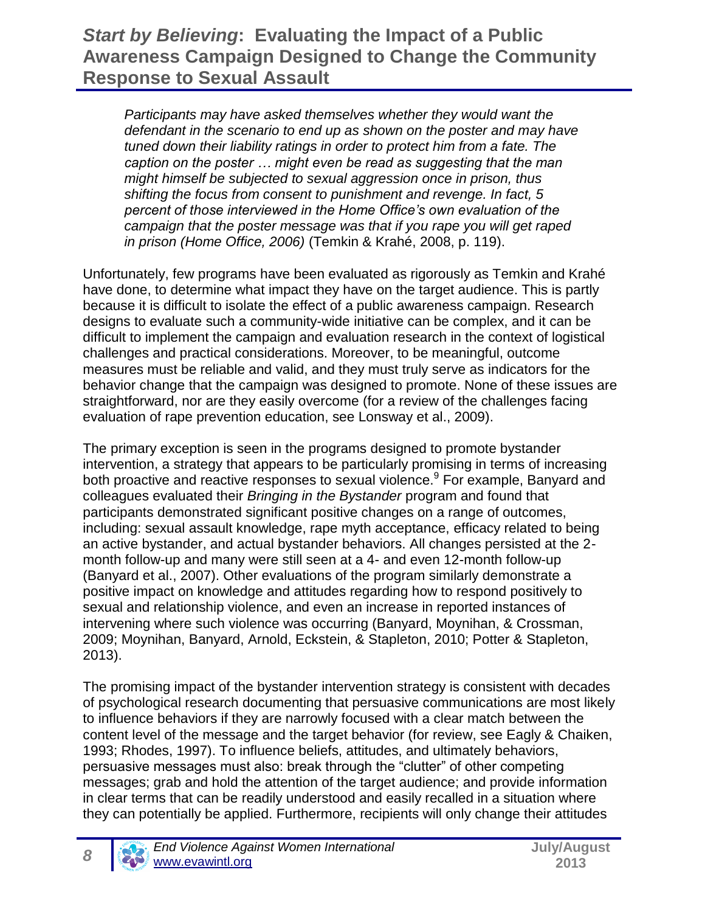*Participants may have asked themselves whether they would want the defendant in the scenario to end up as shown on the poster and may have tuned down their liability ratings in order to protect him from a fate. The caption on the poster … might even be read as suggesting that the man might himself be subjected to sexual aggression once in prison, thus shifting the focus from consent to punishment and revenge. In fact, 5 percent of those interviewed in the Home Office's own evaluation of the campaign that the poster message was that if you rape you will get raped in prison (Home Office, 2006)* (Temkin & Krahé, 2008, p. 119).

Unfortunately, few programs have been evaluated as rigorously as Temkin and Krahé have done, to determine what impact they have on the target audience. This is partly because it is difficult to isolate the effect of a public awareness campaign. Research designs to evaluate such a community-wide initiative can be complex, and it can be difficult to implement the campaign and evaluation research in the context of logistical challenges and practical considerations. Moreover, to be meaningful, outcome measures must be reliable and valid, and they must truly serve as indicators for the behavior change that the campaign was designed to promote. None of these issues are straightforward, nor are they easily overcome (for a review of the challenges facing evaluation of rape prevention education, see Lonsway et al., 2009).

The primary exception is seen in the programs designed to promote bystander intervention, a strategy that appears to be particularly promising in terms of increasing both proactive and reactive responses to sexual violence.[9] For example, Banyard and colleagues evaluated their *Bringing in the Bystander* program and found that participants demonstrated significant positive changes on a range of outcomes, including: sexual assault knowledge, rape myth acceptance, efficacy related to being an active bystander, and actual bystander behaviors. All changes persisted at the 2-month follow-up and many were still seen at a 4- and even 12-month follow-up (Banyard et al., 2007). Other evaluations of the program similarly demonstrate a positive impact on knowledge and attitudes regarding how to respond positively to sexual and relationship violence, and even an increase in reported instances of intervening where such violence was occurring (Banyard, Moynihan, & Crossman, 2009; Moynihan, Banyard, Arnold, Eckstein, & Stapleton, 2010; Potter & Stapleton, 2013).

The promising impact of the bystander intervention strategy is consistent with decades of psychological research documenting that persuasive communications are most likely to influence behaviors if they are narrowly focused with a clear match between the content level of the message and the target behavior (for review, see Eagly & Chaiken, 1993; Rhodes, 1997). To influence beliefs, attitudes, and ultimately behaviors, persuasive messages must also: break through the "clutter" of other competing messages; grab and hold the attention of the target audience; and provide information in clear terms that can be readily understood and easily recalled in a situation where they can potentially be applied. Furthermore, recipients will only change their attitudes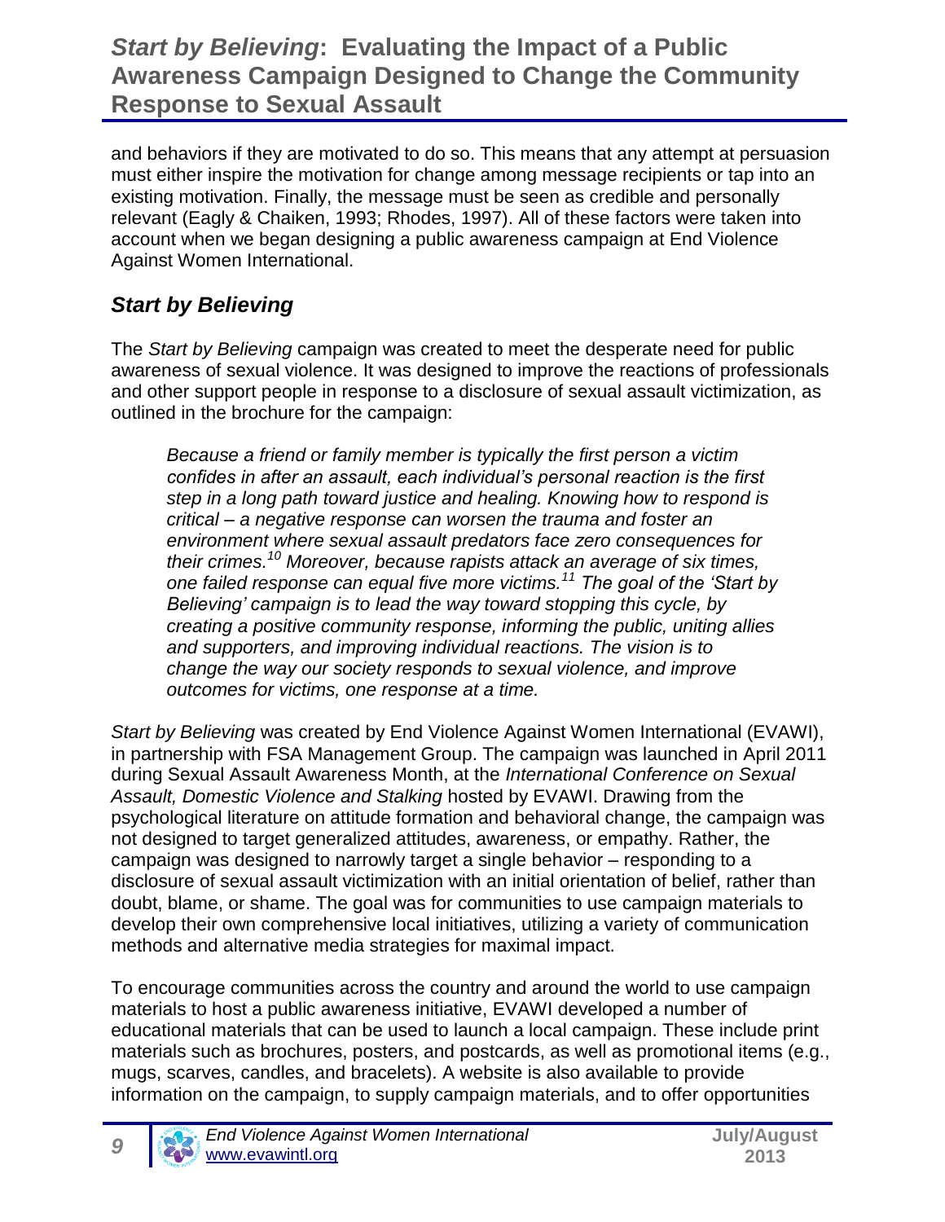and behaviors if they are motivated to do so. This means that any attempt at persuasion must either inspire the motivation for change among message recipients or tap into an existing motivation. Finally, the message must be seen as credible and personally relevant (Eagly & Chaiken, 1993; Rhodes, 1997). All of these factors were taken into account when we began designing a public awareness campaign at End Violence Against Women International.

## *Start by Believing*

The *Start by Believing* campaign was created to meet the desperate need for public awareness of sexual violence. It was designed to improve the reactions of professionals and other support people in response to a disclosure of sexual assault victimization, as outlined in the brochure for the campaign:

> *Because a friend or family member is typically the first person a victim confides in after an assault, each individual's personal reaction is the first step in a long path toward justice and healing. Knowing how to respond is critical – a negative response can worsen the trauma and foster an environment where sexual assault predators face zero consequences for their crimes.[10] Moreover, because rapists attack an average of six times, one failed response can equal five more victims.[11] The goal of the 'Start by Believing' campaign is to lead the way toward stopping this cycle, by creating a positive community response, informing the public, uniting allies and supporters, and improving individual reactions. The vision is to change the way our society responds to sexual violence, and improve outcomes for victims, one response at a time.*

*Start by Believing* was created by End Violence Against Women International (EVAWI), in partnership with FSA Management Group. The campaign was launched in April 2011 during Sexual Assault Awareness Month, at the *International Conference on Sexual Assault, Domestic Violence and Stalking* hosted by EVAWI. Drawing from the psychological literature on attitude formation and behavioral change, the campaign was not designed to target generalized attitudes, awareness, or empathy. Rather, the campaign was designed to narrowly target a single behavior – responding to a disclosure of sexual assault victimization with an initial orientation of belief, rather than doubt, blame, or shame. The goal was for communities to use campaign materials to develop their own comprehensive local initiatives, utilizing a variety of communication methods and alternative media strategies for maximal impact.

To encourage communities across the country and around the world to use campaign materials to host a public awareness initiative, EVAWI developed a number of educational materials that can be used to launch a local campaign. These include print materials such as brochures, posters, and postcards, as well as promotional items (e.g., mugs, scarves, candles, and bracelets). A website is also available to provide information on the campaign, to supply campaign materials, and to offer opportunities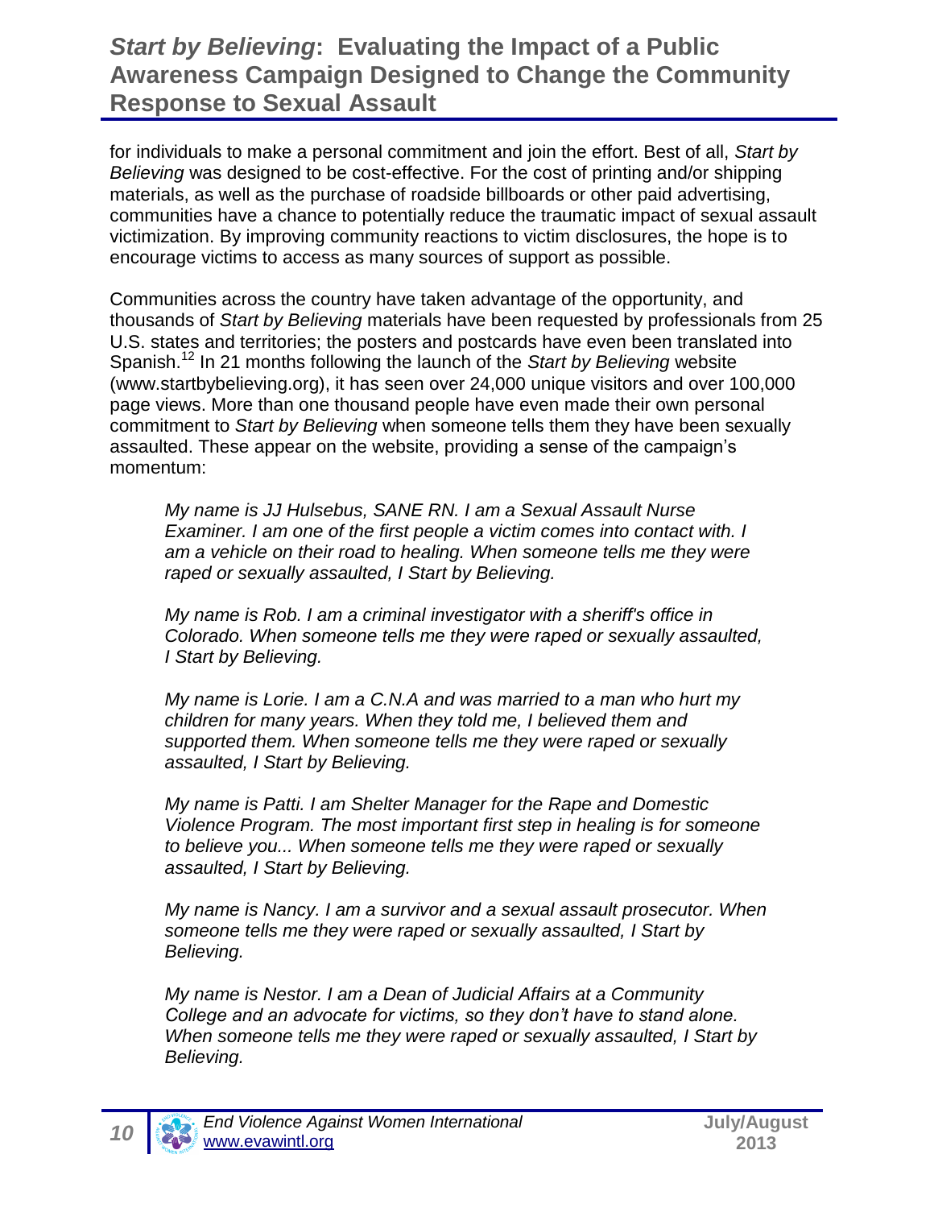for individuals to make a personal commitment and join the effort. Best of all, *Start by Believing* was designed to be cost-effective. For the cost of printing and/or shipping materials, as well as the purchase of roadside billboards or other paid advertising, communities have a chance to potentially reduce the traumatic impact of sexual assault victimization. By improving community reactions to victim disclosures, the hope is to encourage victims to access as many sources of support as possible.

Communities across the country have taken advantage of the opportunity, and thousands of *Start by Believing* materials have been requested by professionals from 25 U.S. states and territories; the posters and postcards have even been translated into Spanish.[12] In 21 months following the launch of the *Start by Believing* website (www.startbybelieving.org), it has seen over 24,000 unique visitors and over 100,000 page views. More than one thousand people have even made their own personal commitment to *Start by Believing* when someone tells them they have been sexually assaulted. These appear on the website, providing a sense of the campaign's momentum:

> *My name is JJ Hulsebus, SANE RN. I am a Sexual Assault Nurse Examiner. I am one of the first people a victim comes into contact with. I am a vehicle on their road to healing. When someone tells me they were raped or sexually assaulted, I Start by Believing.*

> *My name is Rob. I am a criminal investigator with a sheriff's office in Colorado. When someone tells me they were raped or sexually assaulted, I Start by Believing.*

> *My name is Lorie. I am a C.N.A and was married to a man who hurt my children for many years. When they told me, I believed them and supported them. When someone tells me they were raped or sexually assaulted, I Start by Believing.*

> *My name is Patti. I am Shelter Manager for the Rape and Domestic Violence Program. The most important first step in healing is for someone to believe you... When someone tells me they were raped or sexually assaulted, I Start by Believing.*

> *My name is Nancy. I am a survivor and a sexual assault prosecutor. When someone tells me they were raped or sexually assaulted, I Start by Believing.*

> *My name is Nestor. I am a Dean of Judicial Affairs at a Community College and an advocate for victims, so they don't have to stand alone. When someone tells me they were raped or sexually assaulted, I Start by Believing.*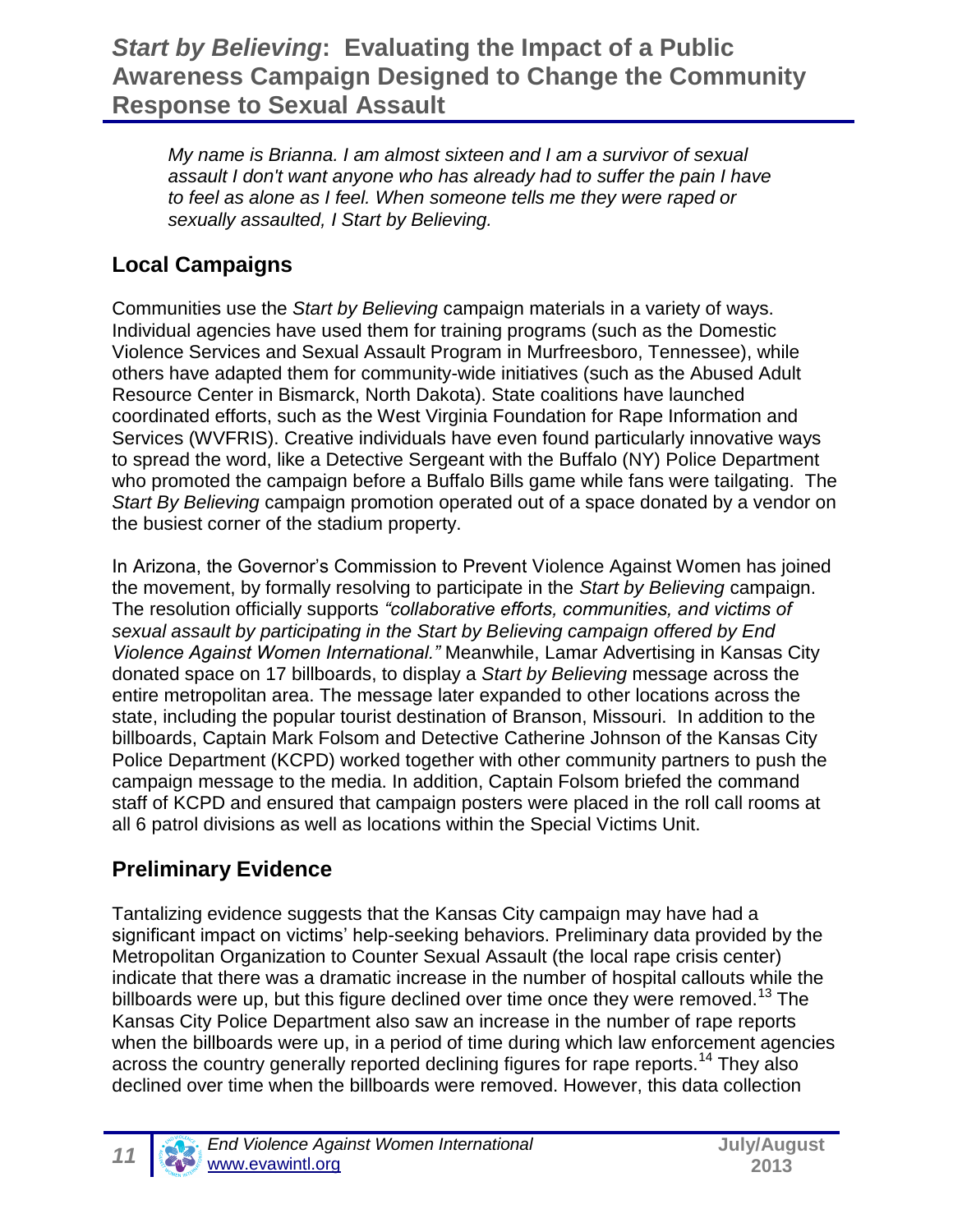*My name is Brianna. I am almost sixteen and I am a survivor of sexual assault I don't want anyone who has already had to suffer the pain I have to feel as alone as I feel. When someone tells me they were raped or sexually assaulted, I Start by Believing.*

## Local Campaigns

Communities use the *Start by Believing* campaign materials in a variety of ways. Individual agencies have used them for training programs (such as the Domestic Violence Services and Sexual Assault Program in Murfreesboro, Tennessee), while others have adapted them for community-wide initiatives (such as the Abused Adult Resource Center in Bismarck, North Dakota). State coalitions have launched coordinated efforts, such as the West Virginia Foundation for Rape Information and Services (WVFRIS). Creative individuals have even found particularly innovative ways to spread the word, like a Detective Sergeant with the Buffalo (NY) Police Department who promoted the campaign before a Buffalo Bills game while fans were tailgating. The *Start By Believing* campaign promotion operated out of a space donated by a vendor on the busiest corner of the stadium property.

In Arizona, the Governor's Commission to Prevent Violence Against Women has joined the movement, by formally resolving to participate in the *Start by Believing* campaign. The resolution officially supports *"collaborative efforts, communities, and victims of sexual assault by participating in the Start by Believing campaign offered by End Violence Against Women International."* Meanwhile, Lamar Advertising in Kansas City donated space on 17 billboards, to display a *Start by Believing* message across the entire metropolitan area. The message later expanded to other locations across the state, including the popular tourist destination of Branson, Missouri. In addition to the billboards, Captain Mark Folsom and Detective Catherine Johnson of the Kansas City Police Department (KCPD) worked together with other community partners to push the campaign message to the media. In addition, Captain Folsom briefed the command staff of KCPD and ensured that campaign posters were placed in the roll call rooms at all 6 patrol divisions as well as locations within the Special Victims Unit.

## Preliminary Evidence

Tantalizing evidence suggests that the Kansas City campaign may have had a significant impact on victims' help-seeking behaviors. Preliminary data provided by the Metropolitan Organization to Counter Sexual Assault (the local rape crisis center) indicate that there was a dramatic increase in the number of hospital callouts while the billboards were up, but this figure declined over time once they were removed.[13] The Kansas City Police Department also saw an increase in the number of rape reports when the billboards were up, in a period of time during which law enforcement agencies across the country generally reported declining figures for rape reports.[14] They also declined over time when the billboards were removed. However, this data collection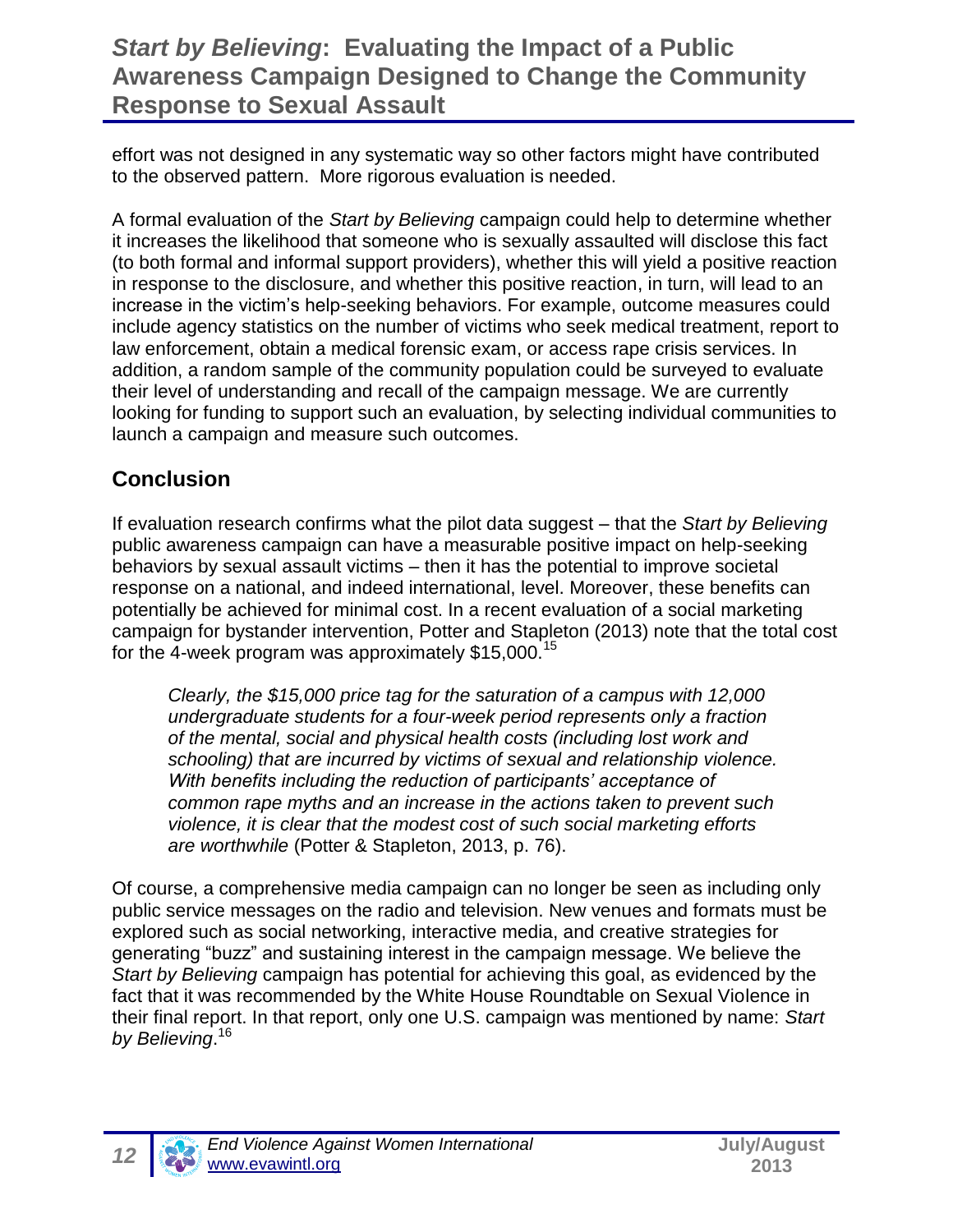effort was not designed in any systematic way so other factors might have contributed to the observed pattern. More rigorous evaluation is needed.

A formal evaluation of the *Start by Believing* campaign could help to determine whether it increases the likelihood that someone who is sexually assaulted will disclose this fact (to both formal and informal support providers), whether this will yield a positive reaction in response to the disclosure, and whether this positive reaction, in turn, will lead to an increase in the victim's help-seeking behaviors. For example, outcome measures could include agency statistics on the number of victims who seek medical treatment, report to law enforcement, obtain a medical forensic exam, or access rape crisis services. In addition, a random sample of the community population could be surveyed to evaluate their level of understanding and recall of the campaign message. We are currently looking for funding to support such an evaluation, by selecting individual communities to launch a campaign and measure such outcomes.

## Conclusion

If evaluation research confirms what the pilot data suggest – that the *Start by Believing* public awareness campaign can have a measurable positive impact on help-seeking behaviors by sexual assault victims – then it has the potential to improve societal response on a national, and indeed international, level. Moreover, these benefits can potentially be achieved for minimal cost. In a recent evaluation of a social marketing campaign for bystander intervention, Potter and Stapleton (2013) note that the total cost for the 4-week program was approximately $15,000.[15]

> *Clearly, the $15,000 price tag for the saturation of a campus with 12,000 undergraduate students for a four-week period represents only a fraction of the mental, social and physical health costs (including lost work and schooling) that are incurred by victims of sexual and relationship violence. With benefits including the reduction of participants' acceptance of common rape myths and an increase in the actions taken to prevent such violence, it is clear that the modest cost of such social marketing efforts are worthwhile* (Potter & Stapleton, 2013, p. 76).

Of course, a comprehensive media campaign can no longer be seen as including only public service messages on the radio and television. New venues and formats must be explored such as social networking, interactive media, and creative strategies for generating "buzz" and sustaining interest in the campaign message. We believe the *Start by Believing* campaign has potential for achieving this goal, as evidenced by the fact that it was recommended by the White House Roundtable on Sexual Violence in their final report. In that report, only one U.S. campaign was mentioned by name: *Start by Believing*.[16]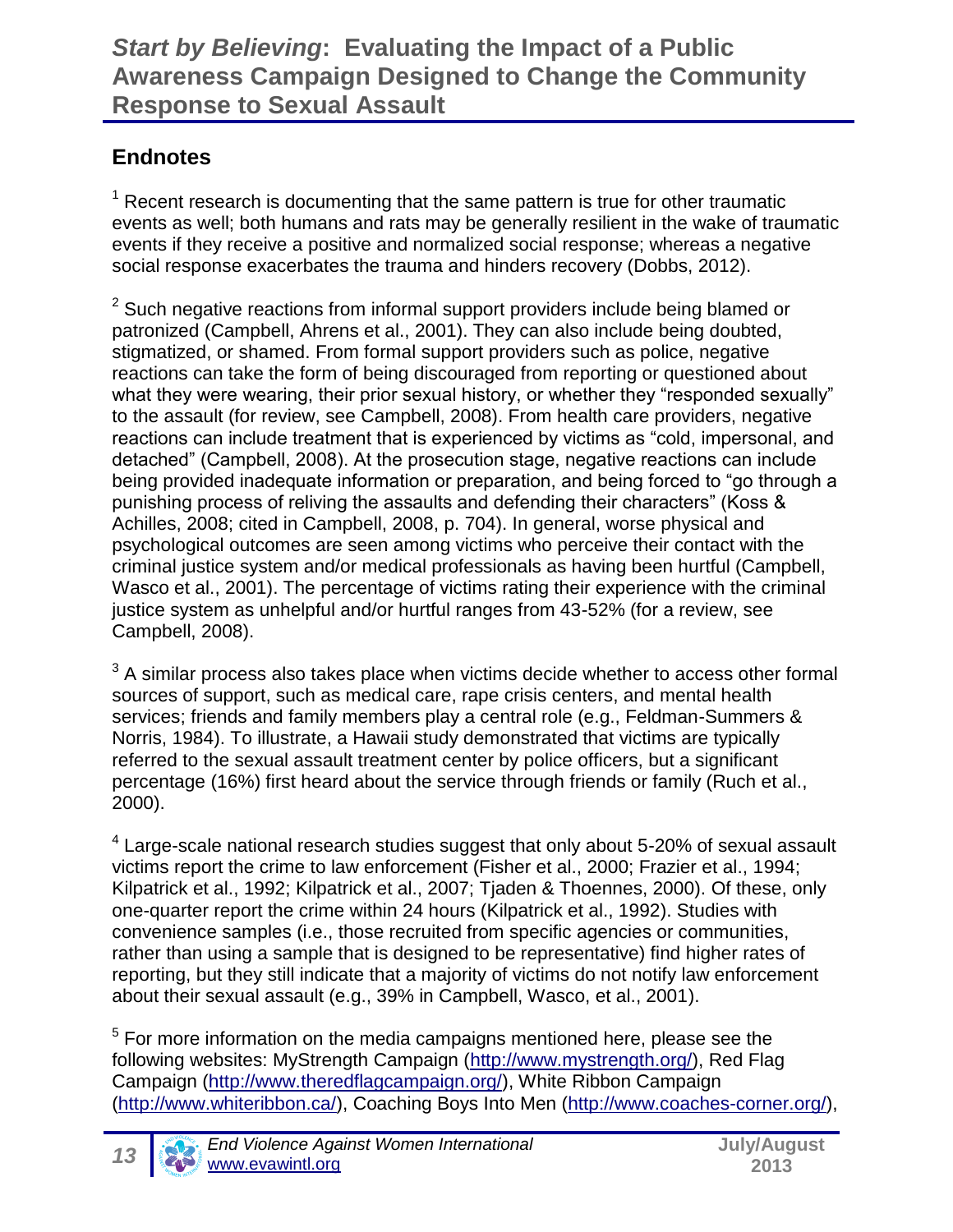## Endnotes

[1] Recent research is documenting that the same pattern is true for other traumatic events as well; both humans and rats may be generally resilient in the wake of traumatic events if they receive a positive and normalized social response; whereas a negative social response exacerbates the trauma and hinders recovery (Dobbs, 2012).

[2] Such negative reactions from informal support providers include being blamed or patronized (Campbell, Ahrens et al., 2001). They can also include being doubted, stigmatized, or shamed. From formal support providers such as police, negative reactions can take the form of being discouraged from reporting or questioned about what they were wearing, their prior sexual history, or whether they "responded sexually" to the assault (for review, see Campbell, 2008). From health care providers, negative reactions can include treatment that is experienced by victims as "cold, impersonal, and detached" (Campbell, 2008). At the prosecution stage, negative reactions can include being provided inadequate information or preparation, and being forced to "go through a punishing process of reliving the assaults and defending their characters" (Koss & Achilles, 2008; cited in Campbell, 2008, p. 704). In general, worse physical and psychological outcomes are seen among victims who perceive their contact with the criminal justice system and/or medical professionals as having been hurtful (Campbell, Wasco et al., 2001). The percentage of victims rating their experience with the criminal justice system as unhelpful and/or hurtful ranges from 43-52% (for a review, see Campbell, 2008).

[3] A similar process also takes place when victims decide whether to access other formal sources of support, such as medical care, rape crisis centers, and mental health services; friends and family members play a central role (e.g., Feldman-Summers & Norris, 1984). To illustrate, a Hawaii study demonstrated that victims are typically referred to the sexual assault treatment center by police officers, but a significant percentage (16%) first heard about the service through friends or family (Ruch et al., 2000).

[4] Large-scale national research studies suggest that only about 5-20% of sexual assault victims report the crime to law enforcement (Fisher et al., 2000; Frazier et al., 1994; Kilpatrick et al., 1992; Kilpatrick et al., 2007; Tjaden & Thoennes, 2000). Of these, only one-quarter report the crime within 24 hours (Kilpatrick et al., 1992). Studies with convenience samples (i.e., those recruited from specific agencies or communities, rather than using a sample that is designed to be representative) find higher rates of reporting, but they still indicate that a majority of victims do not notify law enforcement about their sexual assault (e.g., 39% in Campbell, Wasco, et al., 2001).

[5] For more information on the media campaigns mentioned here, please see the following websites: MyStrength Campaign (http://www.mystrength.org/), Red Flag Campaign (http://www.theredflagcampaign.org/), White Ribbon Campaign (http://www.whiteribbon.ca/), Coaching Boys Into Men (http://www.coaches-corner.org/),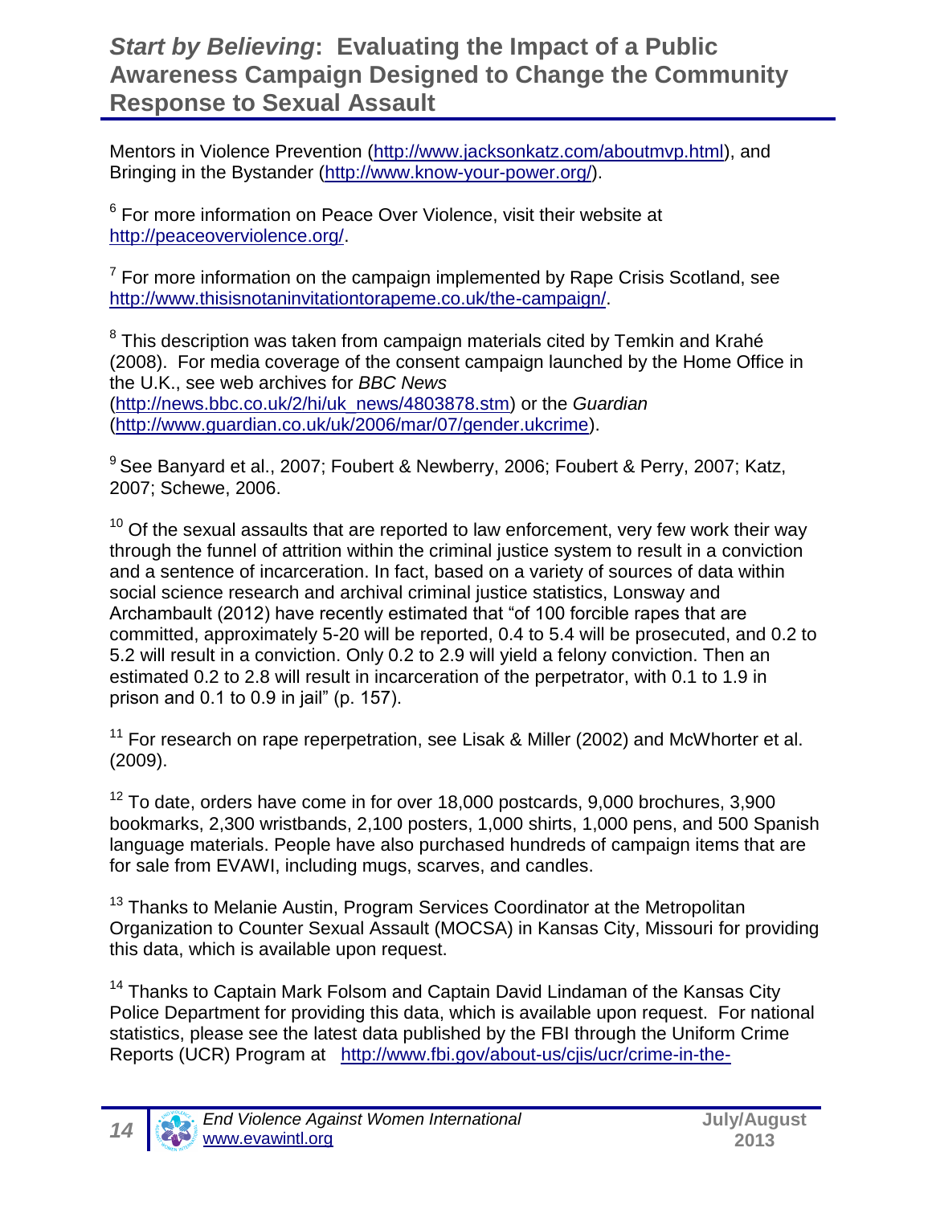Mentors in Violence Prevention (http://www.jacksonkatz.com/aboutmvp.html), and Bringing in the Bystander (http://www.know-your-power.org/).

[6] For more information on Peace Over Violence, visit their website at http://peaceoverviolence.org/.

[7] For more information on the campaign implemented by Rape Crisis Scotland, see http://www.thisisnotaninvitationtorapeme.co.uk/the-campaign/.

[8] This description was taken from campaign materials cited by Temkin and Krahé (2008). For media coverage of the consent campaign launched by the Home Office in the U.K., see web archives for *BBC News* (http://news.bbc.co.uk/2/hi/uk_news/4803878.stm) or the *Guardian* (http://www.guardian.co.uk/uk/2006/mar/07/gender.ukcrime).

[9] See Banyard et al., 2007; Foubert & Newberry, 2006; Foubert & Perry, 2007; Katz, 2007; Schewe, 2006.

[10] Of the sexual assaults that are reported to law enforcement, very few work their way through the funnel of attrition within the criminal justice system to result in a conviction and a sentence of incarceration. In fact, based on a variety of sources of data within social science research and archival criminal justice statistics, Lonsway and Archambault (2012) have recently estimated that "of 100 forcible rapes that are committed, approximately 5-20 will be reported, 0.4 to 5.4 will be prosecuted, and 0.2 to 5.2 will result in a conviction. Only 0.2 to 2.9 will yield a felony conviction. Then an estimated 0.2 to 2.8 will result in incarceration of the perpetrator, with 0.1 to 1.9 in prison and 0.1 to 0.9 in jail" (p. 157).

[11] For research on rape reperpetration, see Lisak & Miller (2002) and McWhorter et al. (2009).

[12] To date, orders have come in for over 18,000 postcards, 9,000 brochures, 3,900 bookmarks, 2,300 wristbands, 2,100 posters, 1,000 shirts, 1,000 pens, and 500 Spanish language materials. People have also purchased hundreds of campaign items that are for sale from EVAWI, including mugs, scarves, and candles.

[13] Thanks to Melanie Austin, Program Services Coordinator at the Metropolitan Organization to Counter Sexual Assault (MOCSA) in Kansas City, Missouri for providing this data, which is available upon request.

[14] Thanks to Captain Mark Folsom and Captain David Lindaman of the Kansas City Police Department for providing this data, which is available upon request. For national statistics, please see the latest data published by the FBI through the Uniform Crime Reports (UCR) Program at http://www.fbi.gov/about-us/cjis/ucr/crime-in-the-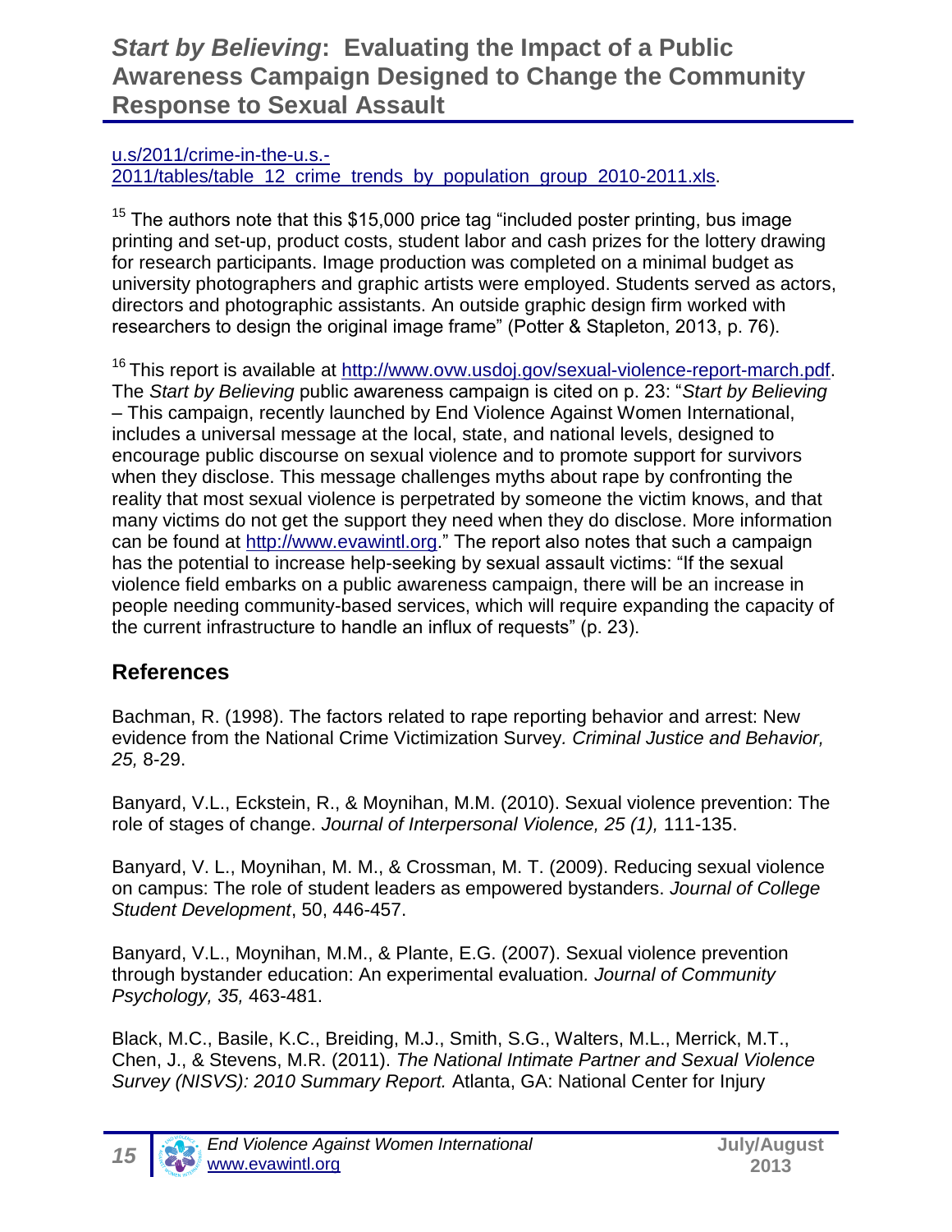[u.s/2011/crime-in-the-u.s.-2011/tables/table_12_crime_trends_by_population_group_2010-2011.xls](u.s/2011/crime-in-the-u.s.-2011/tables/table_12_crime_trends_by_population_group_2010-2011.xls).

[15] The authors note that this $15,000 price tag "included poster printing, bus image printing and set-up, product costs, student labor and cash prizes for the lottery drawing for research participants. Image production was completed on a minimal budget as university photographers and graphic artists were employed. Students served as actors, directors and photographic assistants. An outside graphic design firm worked with researchers to design the original image frame" (Potter & Stapleton, 2013, p. 76).

[16] This report is available at http://www.ovw.usdoj.gov/sexual-violence-report-march.pdf. The *Start by Believing* public awareness campaign is cited on p. 23: "*Start by Believing* – This campaign, recently launched by End Violence Against Women International, includes a universal message at the local, state, and national levels, designed to encourage public discourse on sexual violence and to promote support for survivors when they disclose. This message challenges myths about rape by confronting the reality that most sexual violence is perpetrated by someone the victim knows, and that many victims do not get the support they need when they do disclose. More information can be found at http://www.evawintl.org." The report also notes that such a campaign has the potential to increase help-seeking by sexual assault victims: "If the sexual violence field embarks on a public awareness campaign, there will be an increase in people needing community-based services, which will require expanding the capacity of the current infrastructure to handle an influx of requests" (p. 23).

## References

Bachman, R. (1998). The factors related to rape reporting behavior and arrest: New evidence from the National Crime Victimization Survey. *Criminal Justice and Behavior, 25,* 8-29.

Banyard, V.L., Eckstein, R., & Moynihan, M.M. (2010). Sexual violence prevention: The role of stages of change. *Journal of Interpersonal Violence, 25 (1),* 111-135.

Banyard, V. L., Moynihan, M. M., & Crossman, M. T. (2009). Reducing sexual violence on campus: The role of student leaders as empowered bystanders. *Journal of College Student Development*, 50, 446-457.

Banyard, V.L., Moynihan, M.M., & Plante, E.G. (2007). Sexual violence prevention through bystander education: An experimental evaluation. *Journal of Community Psychology, 35,* 463-481.

Black, M.C., Basile, K.C., Breiding, M.J., Smith, S.G., Walters, M.L., Merrick, M.T., Chen, J., & Stevens, M.R. (2011). *The National Intimate Partner and Sexual Violence Survey (NISVS): 2010 Summary Report.* Atlanta, GA: National Center for Injury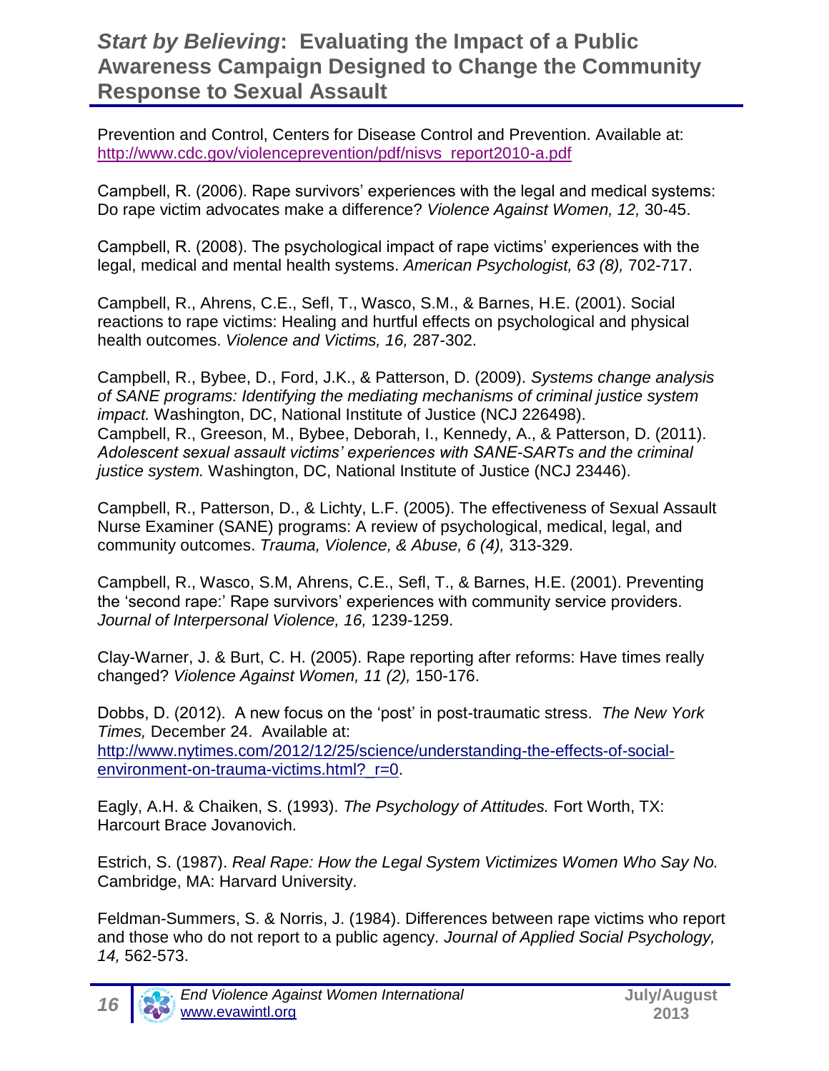Prevention and Control, Centers for Disease Control and Prevention. Available at: http://www.cdc.gov/violenceprevention/pdf/nisvs_report2010-a.pdf

Campbell, R. (2006). Rape survivors' experiences with the legal and medical systems: Do rape victim advocates make a difference? *Violence Against Women, 12,* 30-45.

Campbell, R. (2008). The psychological impact of rape victims' experiences with the legal, medical and mental health systems. *American Psychologist, 63 (8),* 702-717.

Campbell, R., Ahrens, C.E., Sefl, T., Wasco, S.M., & Barnes, H.E. (2001). Social reactions to rape victims: Healing and hurtful effects on psychological and physical health outcomes. *Violence and Victims, 16,* 287-302.

Campbell, R., Bybee, D., Ford, J.K., & Patterson, D. (2009). *Systems change analysis of SANE programs: Identifying the mediating mechanisms of criminal justice system impact.* Washington, DC, National Institute of Justice (NCJ 226498).
Campbell, R., Greeson, M., Bybee, Deborah, I., Kennedy, A., & Patterson, D. (2011). *Adolescent sexual assault victims' experiences with SANE-SARTs and the criminal justice system.* Washington, DC, National Institute of Justice (NCJ 23446).

Campbell, R., Patterson, D., & Lichty, L.F. (2005). The effectiveness of Sexual Assault Nurse Examiner (SANE) programs: A review of psychological, medical, legal, and community outcomes. *Trauma, Violence, & Abuse, 6 (4),* 313-329.

Campbell, R., Wasco, S.M, Ahrens, C.E., Sefl, T., & Barnes, H.E. (2001). Preventing the 'second rape:' Rape survivors' experiences with community service providers. *Journal of Interpersonal Violence, 16,* 1239-1259.

Clay-Warner, J. & Burt, C. H. (2005). Rape reporting after reforms: Have times really changed? *Violence Against Women, 11 (2),* 150-176.

Dobbs, D. (2012). A new focus on the 'post' in post-traumatic stress. *The New York Times,* December 24. Available at: http://www.nytimes.com/2012/12/25/science/understanding-the-effects-of-social-environment-on-trauma-victims.html?_r=0.

Eagly, A.H. & Chaiken, S. (1993). *The Psychology of Attitudes.* Fort Worth, TX: Harcourt Brace Jovanovich.

Estrich, S. (1987). *Real Rape: How the Legal System Victimizes Women Who Say No.* Cambridge, MA: Harvard University.

Feldman-Summers, S. & Norris, J. (1984). Differences between rape victims who report and those who do not report to a public agency. *Journal of Applied Social Psychology, 14,* 562-573.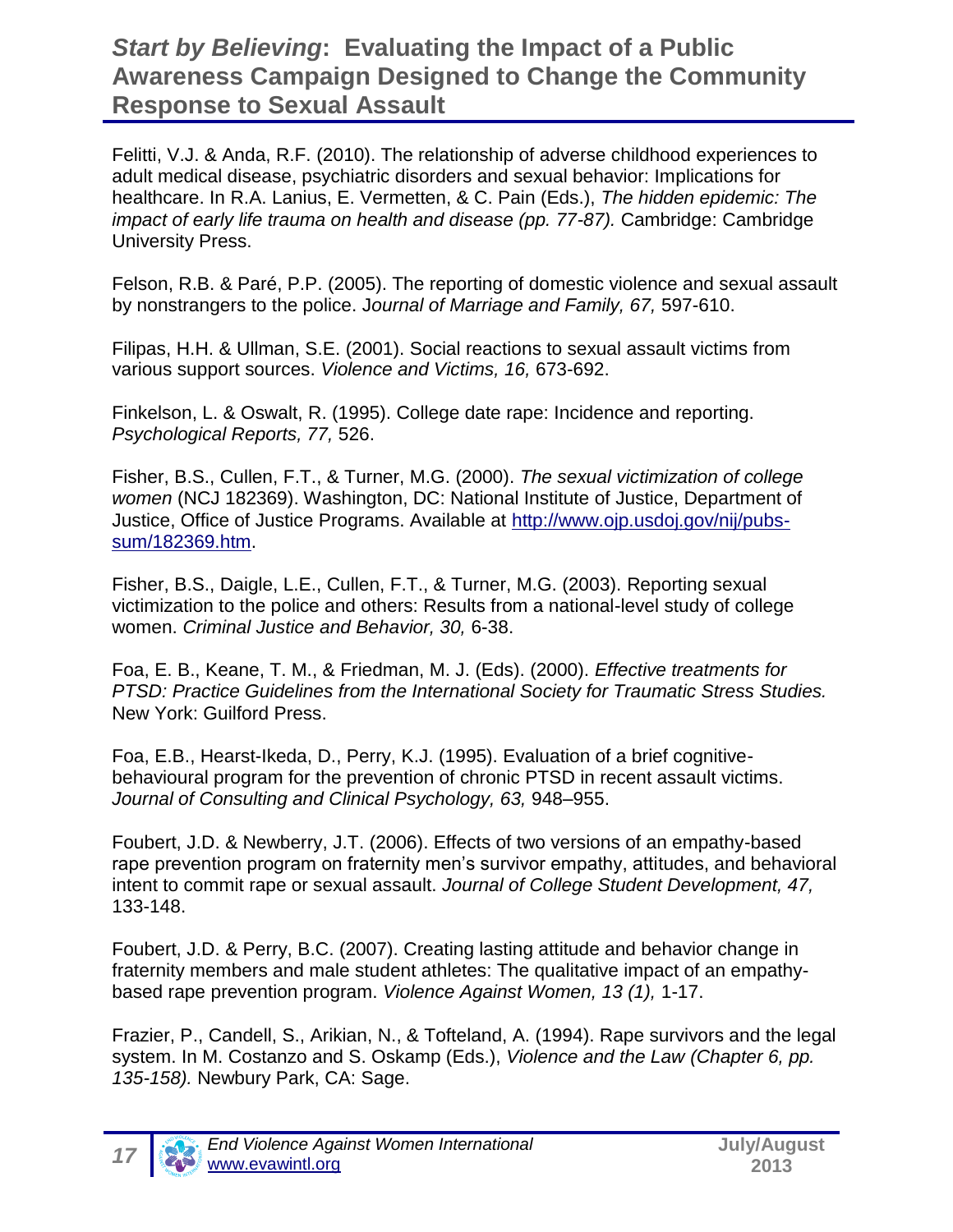Felitti, V.J. & Anda, R.F. (2010). The relationship of adverse childhood experiences to adult medical disease, psychiatric disorders and sexual behavior: Implications for healthcare. In R.A. Lanius, E. Vermetten, & C. Pain (Eds.), *The hidden epidemic: The impact of early life trauma on health and disease (pp. 77-87).* Cambridge: Cambridge University Press.

Felson, R.B. & Paré, P.P. (2005). The reporting of domestic violence and sexual assault by nonstrangers to the police. J*ournal of Marriage and Family, 67,* 597-610.

Filipas, H.H. & Ullman, S.E. (2001). Social reactions to sexual assault victims from various support sources. *Violence and Victims, 16,* 673-692.

Finkelson, L. & Oswalt, R. (1995). College date rape: Incidence and reporting. *Psychological Reports, 77,* 526.

Fisher, B.S., Cullen, F.T., & Turner, M.G. (2000). *The sexual victimization of college women* (NCJ 182369). Washington, DC: National Institute of Justice, Department of Justice, Office of Justice Programs. Available at [http://www.ojp.usdoj.gov/nij/pubs-sum/182369.htm](http://www.ojp.usdoj.gov/nij/pubs-sum/182369.htm).

Fisher, B.S., Daigle, L.E., Cullen, F.T., & Turner, M.G. (2003). Reporting sexual victimization to the police and others: Results from a national-level study of college women. *Criminal Justice and Behavior, 30,* 6-38.

Foa, E. B., Keane, T. M., & Friedman, M. J. (Eds). (2000). *Effective treatments for PTSD: Practice Guidelines from the International Society for Traumatic Stress Studies.* New York: Guilford Press.

Foa, E.B., Hearst-Ikeda, D., Perry, K.J. (1995). Evaluation of a brief cognitive-behavioural program for the prevention of chronic PTSD in recent assault victims. *Journal of Consulting and Clinical Psychology, 63,* 948–955.

Foubert, J.D. & Newberry, J.T. (2006). Effects of two versions of an empathy-based rape prevention program on fraternity men's survivor empathy, attitudes, and behavioral intent to commit rape or sexual assault. *Journal of College Student Development, 47,* 133-148.

Foubert, J.D. & Perry, B.C. (2007). Creating lasting attitude and behavior change in fraternity members and male student athletes: The qualitative impact of an empathy-based rape prevention program. *Violence Against Women, 13 (1),* 1-17.

Frazier, P., Candell, S., Arikian, N., & Tofteland, A. (1994). Rape survivors and the legal system. In M. Costanzo and S. Oskamp (Eds.), *Violence and the Law (Chapter 6, pp. 135-158).* Newbury Park, CA: Sage.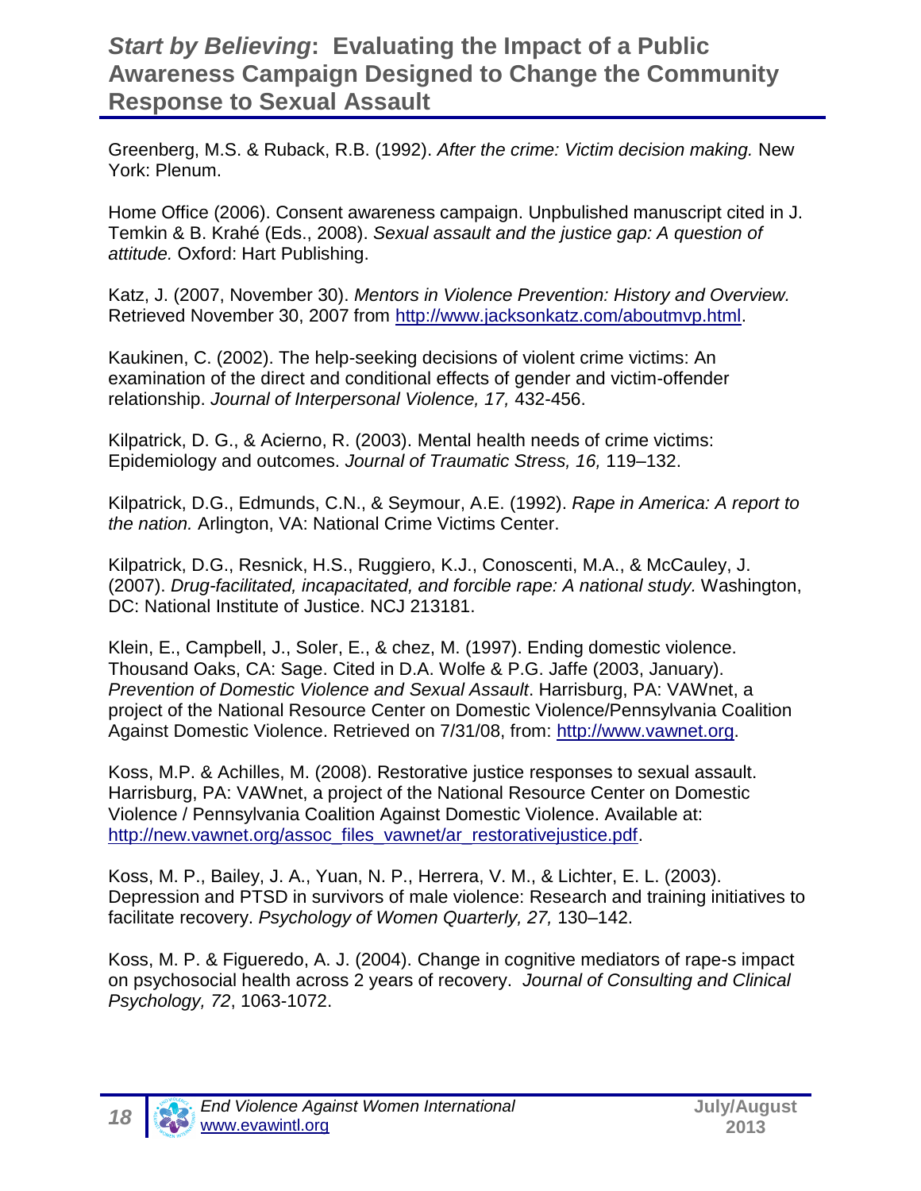Greenberg, M.S. & Ruback, R.B. (1992). *After the crime: Victim decision making.* New York: Plenum.

Home Office (2006). Consent awareness campaign. Unpbulished manuscript cited in J. Temkin & B. Krahé (Eds., 2008). *Sexual assault and the justice gap: A question of attitude.* Oxford: Hart Publishing.

Katz, J. (2007, November 30). *Mentors in Violence Prevention: History and Overview.* Retrieved November 30, 2007 from http://www.jacksonkatz.com/aboutmvp.html.

Kaukinen, C. (2002). The help-seeking decisions of violent crime victims: An examination of the direct and conditional effects of gender and victim-offender relationship. *Journal of Interpersonal Violence, 17,* 432-456.

Kilpatrick, D. G., & Acierno, R. (2003). Mental health needs of crime victims: Epidemiology and outcomes. *Journal of Traumatic Stress, 16,* 119–132.

Kilpatrick, D.G., Edmunds, C.N., & Seymour, A.E. (1992). *Rape in America: A report to the nation.* Arlington, VA: National Crime Victims Center.

Kilpatrick, D.G., Resnick, H.S., Ruggiero, K.J., Conoscenti, M.A., & McCauley, J. (2007). *Drug-facilitated, incapacitated, and forcible rape: A national study.* Washington, DC: National Institute of Justice. NCJ 213181.

Klein, E., Campbell, J., Soler, E., & chez, M. (1997). Ending domestic violence. Thousand Oaks, CA: Sage. Cited in D.A. Wolfe & P.G. Jaffe (2003, January). *Prevention of Domestic Violence and Sexual Assault*. Harrisburg, PA: VAWnet, a project of the National Resource Center on Domestic Violence/Pennsylvania Coalition Against Domestic Violence. Retrieved on 7/31/08, from: http://www.vawnet.org.

Koss, M.P. & Achilles, M. (2008). Restorative justice responses to sexual assault. Harrisburg, PA: VAWnet, a project of the National Resource Center on Domestic Violence / Pennsylvania Coalition Against Domestic Violence. Available at: http://new.vawnet.org/assoc_files_vawnet/ar_restorativejustice.pdf.

Koss, M. P., Bailey, J. A., Yuan, N. P., Herrera, V. M., & Lichter, E. L. (2003). Depression and PTSD in survivors of male violence: Research and training initiatives to facilitate recovery. *Psychology of Women Quarterly, 27,* 130–142.

Koss, M. P. & Figueredo, A. J. (2004). Change in cognitive mediators of rape-s impact on psychosocial health across 2 years of recovery. *Journal of Consulting and Clinical Psychology, 72*, 1063-1072.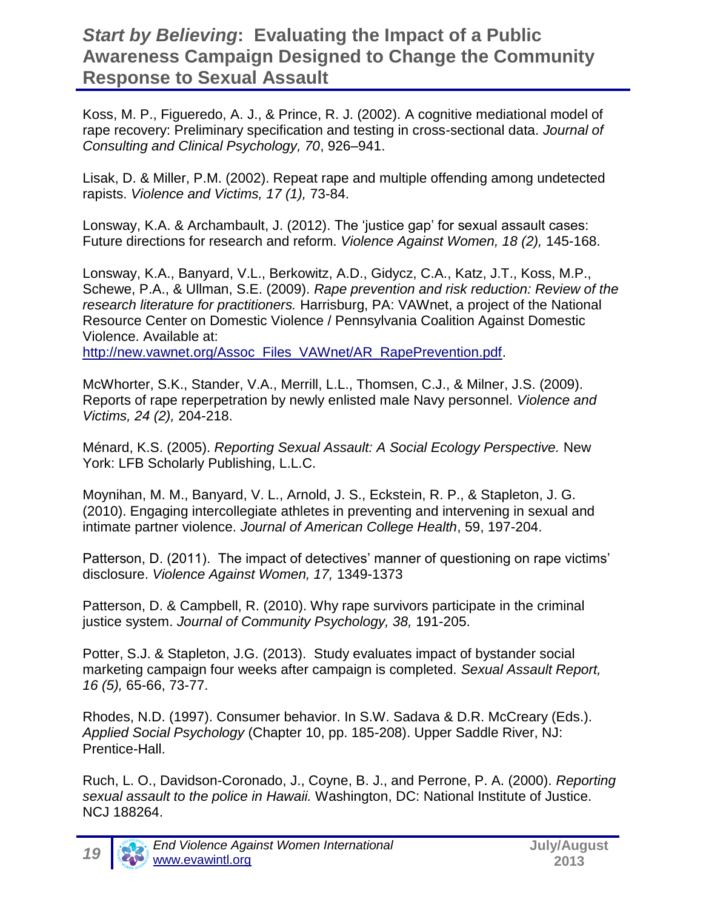Koss, M. P., Figueredo, A. J., & Prince, R. J. (2002). A cognitive mediational model of rape recovery: Preliminary specification and testing in cross-sectional data. *Journal of Consulting and Clinical Psychology, 70*, 926–941.

Lisak, D. & Miller, P.M. (2002). Repeat rape and multiple offending among undetected rapists. *Violence and Victims, 17 (1),* 73-84.

Lonsway, K.A. & Archambault, J. (2012). The 'justice gap' for sexual assault cases: Future directions for research and reform. *Violence Against Women, 18 (2),* 145-168.

Lonsway, K.A., Banyard, V.L., Berkowitz, A.D., Gidycz, C.A., Katz, J.T., Koss, M.P., Schewe, P.A., & Ullman, S.E. (2009). *Rape prevention and risk reduction: Review of the research literature for practitioners.* Harrisburg, PA: VAWnet, a project of the National Resource Center on Domestic Violence / Pennsylvania Coalition Against Domestic Violence. Available at: [http://new.vawnet.org/Assoc_Files_VAWnet/AR_RapePrevention.pdf](http://new.vawnet.org/Assoc_Files_VAWnet/AR_RapePrevention.pdf).

McWhorter, S.K., Stander, V.A., Merrill, L.L., Thomsen, C.J., & Milner, J.S. (2009). Reports of rape reperpetration by newly enlisted male Navy personnel. *Violence and Victims, 24 (2),* 204-218.

Ménard, K.S. (2005). *Reporting Sexual Assault: A Social Ecology Perspective.* New York: LFB Scholarly Publishing, L.L.C.

Moynihan, M. M., Banyard, V. L., Arnold, J. S., Eckstein, R. P., & Stapleton, J. G. (2010). Engaging intercollegiate athletes in preventing and intervening in sexual and intimate partner violence. *Journal of American College Health*, 59, 197-204.

Patterson, D. (2011). The impact of detectives' manner of questioning on rape victims' disclosure. *Violence Against Women, 17,* 1349-1373

Patterson, D. & Campbell, R. (2010). Why rape survivors participate in the criminal justice system. *Journal of Community Psychology, 38,* 191-205.

Potter, S.J. & Stapleton, J.G. (2013). Study evaluates impact of bystander social marketing campaign four weeks after campaign is completed. *Sexual Assault Report, 16 (5),* 65-66, 73-77.

Rhodes, N.D. (1997). Consumer behavior. In S.W. Sadava & D.R. McCreary (Eds.). *Applied Social Psychology* (Chapter 10, pp. 185-208). Upper Saddle River, NJ: Prentice-Hall.

Ruch, L. O., Davidson-Coronado, J., Coyne, B. J., and Perrone, P. A. (2000). *Reporting sexual assault to the police in Hawaii.* Washington, DC: National Institute of Justice. NCJ 188264.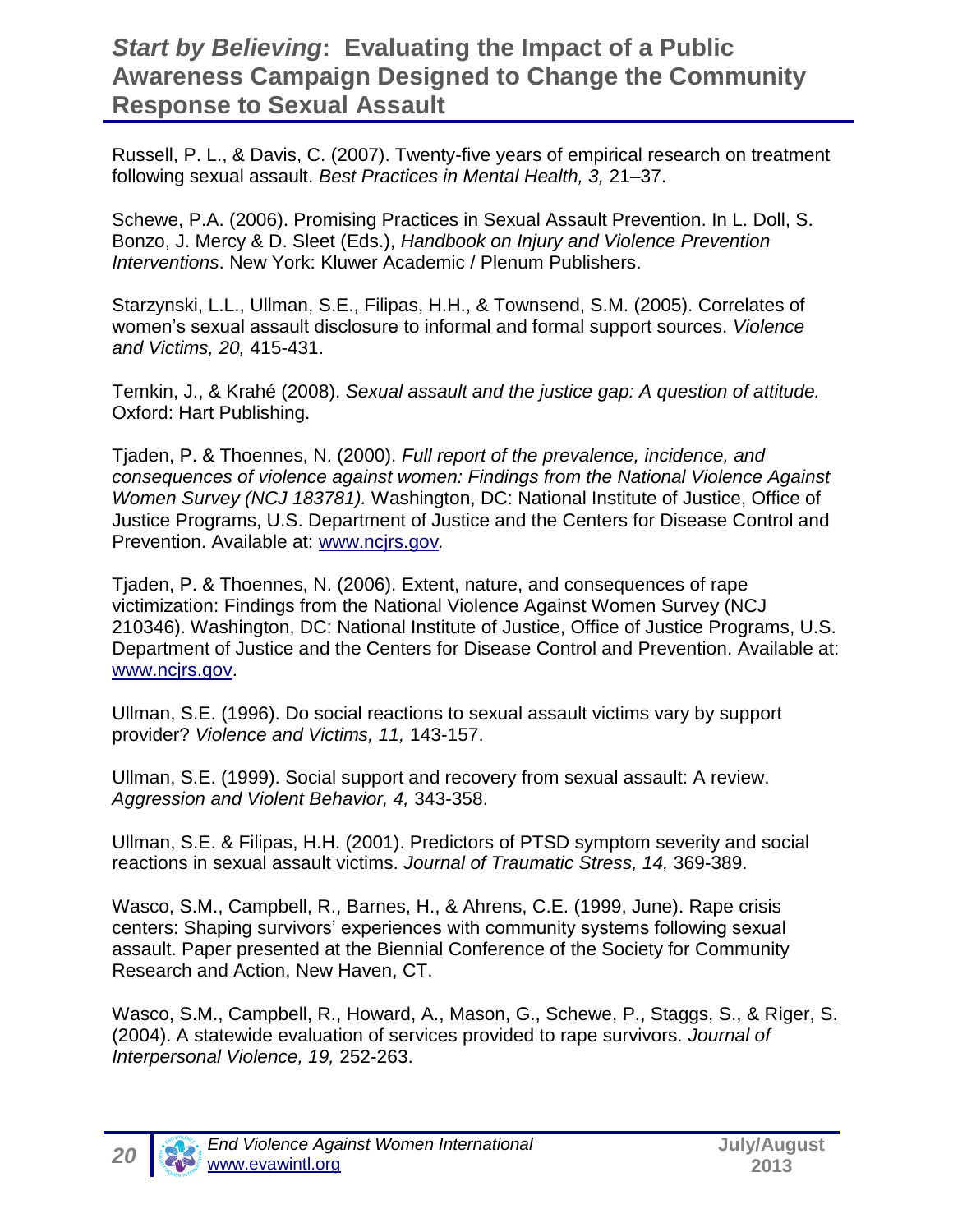Russell, P. L., & Davis, C. (2007). Twenty-five years of empirical research on treatment following sexual assault. *Best Practices in Mental Health, 3,* 21–37.

Schewe, P.A. (2006). Promising Practices in Sexual Assault Prevention. In L. Doll, S. Bonzo, J. Mercy & D. Sleet (Eds.), *Handbook on Injury and Violence Prevention Interventions*. New York: Kluwer Academic / Plenum Publishers.

Starzynski, L.L., Ullman, S.E., Filipas, H.H., & Townsend, S.M. (2005). Correlates of women's sexual assault disclosure to informal and formal support sources. *Violence and Victims, 20,* 415-431.

Temkin, J., & Krahé (2008). *Sexual assault and the justice gap: A question of attitude.* Oxford: Hart Publishing.

Tjaden, P. & Thoennes, N. (2000). *Full report of the prevalence, incidence, and consequences of violence against women: Findings from the National Violence Against Women Survey (NCJ 183781).* Washington, DC: National Institute of Justice, Office of Justice Programs, U.S. Department of Justice and the Centers for Disease Control and Prevention. Available at: www.ncjrs.gov.

Tjaden, P. & Thoennes, N. (2006). Extent, nature, and consequences of rape victimization: Findings from the National Violence Against Women Survey (NCJ 210346). Washington, DC: National Institute of Justice, Office of Justice Programs, U.S. Department of Justice and the Centers for Disease Control and Prevention. Available at: www.ncjrs.gov.

Ullman, S.E. (1996). Do social reactions to sexual assault victims vary by support provider? *Violence and Victims, 11,* 143-157.

Ullman, S.E. (1999). Social support and recovery from sexual assault: A review. *Aggression and Violent Behavior, 4,* 343-358.

Ullman, S.E. & Filipas, H.H. (2001). Predictors of PTSD symptom severity and social reactions in sexual assault victims. *Journal of Traumatic Stress, 14,* 369-389.

Wasco, S.M., Campbell, R., Barnes, H., & Ahrens, C.E. (1999, June). Rape crisis centers: Shaping survivors' experiences with community systems following sexual assault. Paper presented at the Biennial Conference of the Society for Community Research and Action, New Haven, CT.

Wasco, S.M., Campbell, R., Howard, A., Mason, G., Schewe, P., Staggs, S., & Riger, S. (2004). A statewide evaluation of services provided to rape survivors. *Journal of Interpersonal Violence, 19,* 252-263.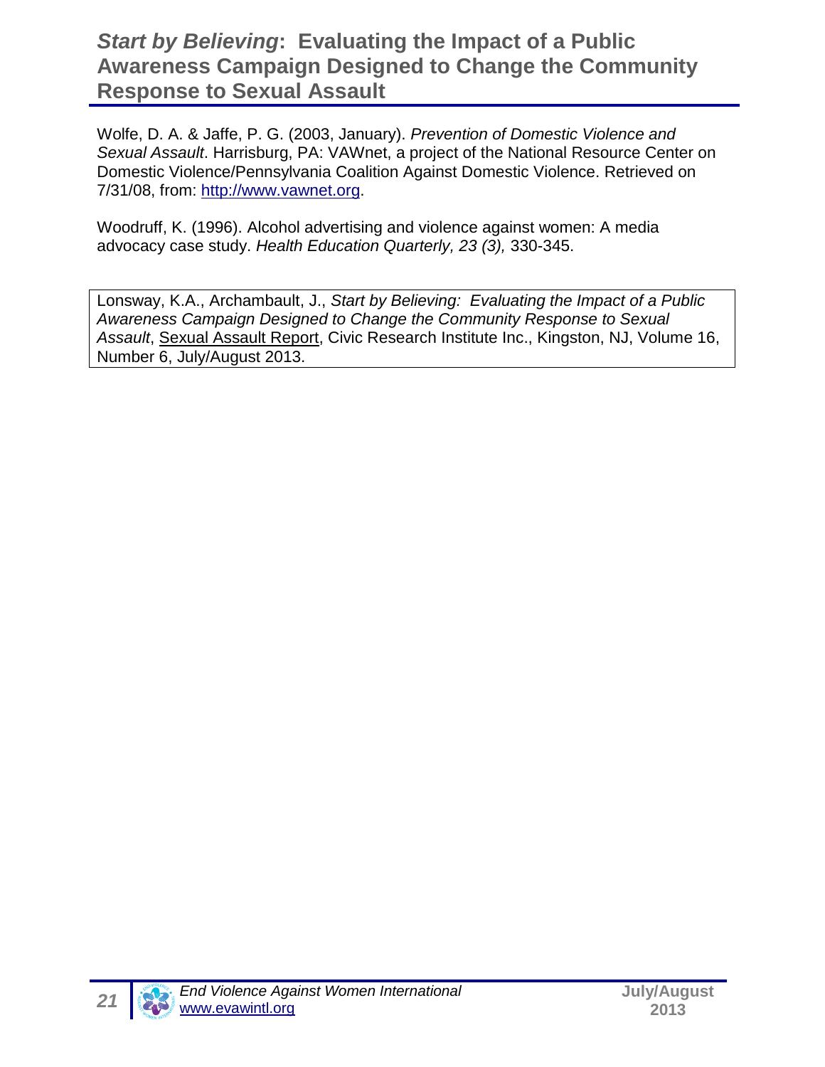Wolfe, D. A. & Jaffe, P. G. (2003, January). *Prevention of Domestic Violence and Sexual Assault*. Harrisburg, PA: VAWnet, a project of the National Resource Center on Domestic Violence/Pennsylvania Coalition Against Domestic Violence. Retrieved on 7/31/08, from: http://www.vawnet.org.

Woodruff, K. (1996). Alcohol advertising and violence against women: A media advocacy case study. *Health Education Quarterly, 23 (3),* 330-345.

Lonsway, K.A., Archambault, J., *Start by Believing: Evaluating the Impact of a Public Awareness Campaign Designed to Change the Community Response to Sexual Assault*, Sexual Assault Report, Civic Research Institute Inc., Kingston, NJ, Volume 16, Number 6, July/August 2013.